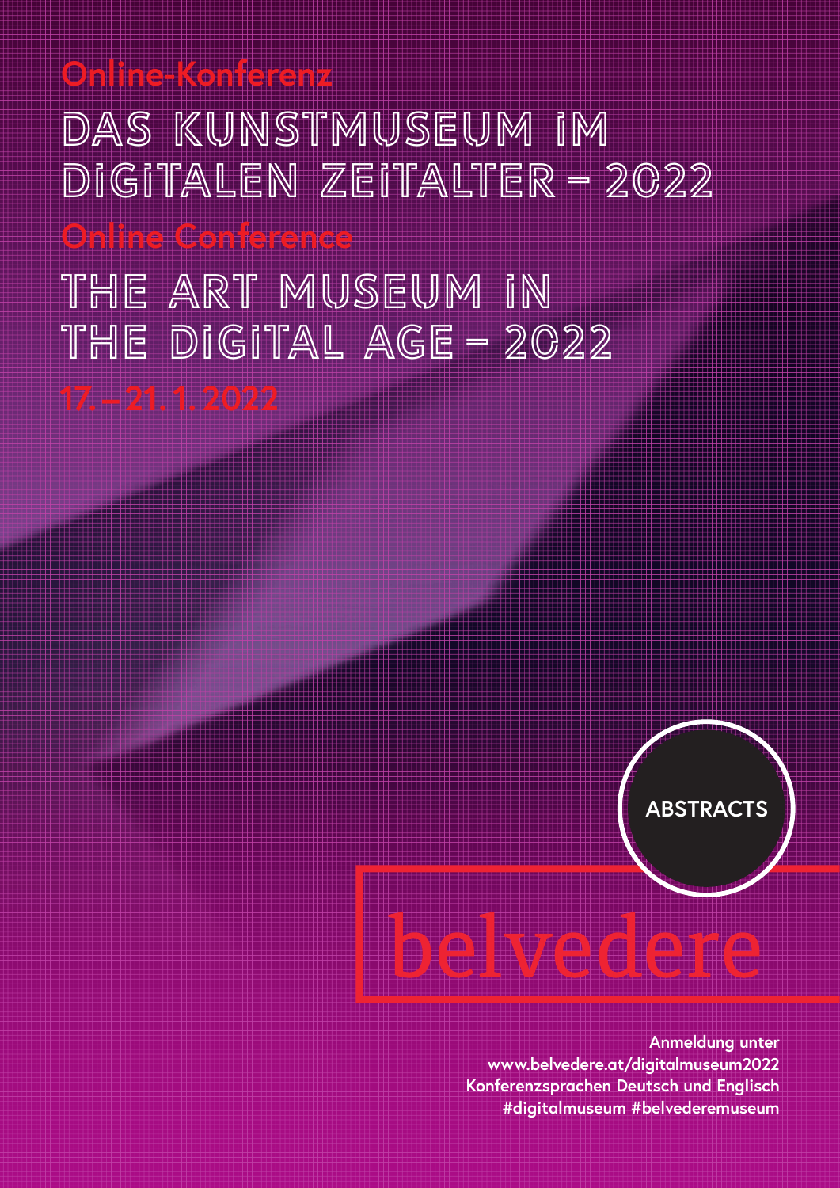Online-Konferenz

# DAS KUNSTMUSEUM IM DIGITALEN ZEITALTER – 2022

Online Conference

# THE ART MUSEUM IN THE DIGITAL AGE – 2022

17. – 21. 1. 2022

**ABSTRACTS**

belvedere

**Anmeldung unter**
**www.belvedere.at/digitalmuseum2022**
**Konferenzsprachen Deutsch und Englisch**
**#digitalmuseum #belvederemuseum**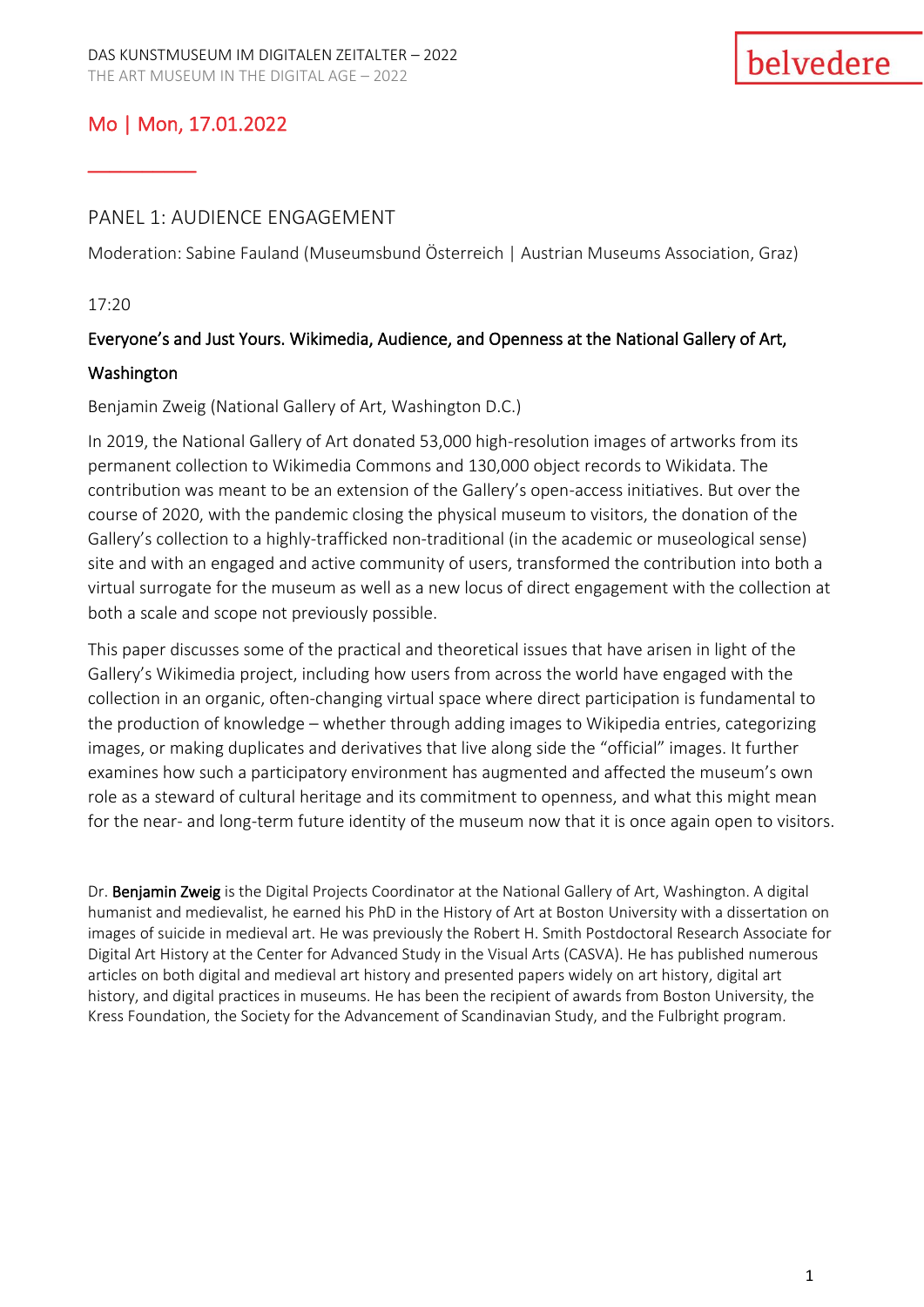## Mo | Mon, 17.01.2022

### PANEL 1: AUDIENCE ENGAGEMENT

Moderation: Sabine Fauland (Museumsbund Österreich | Austrian Museums Association, Graz)

17:20

**Everyone's and Just Yours. Wikimedia, Audience, and Openness at the National Gallery of Art, Washington**

Benjamin Zweig (National Gallery of Art, Washington D.C.)

In 2019, the National Gallery of Art donated 53,000 high-resolution images of artworks from its permanent collection to Wikimedia Commons and 130,000 object records to Wikidata. The contribution was meant to be an extension of the Gallery's open-access initiatives. But over the course of 2020, with the pandemic closing the physical museum to visitors, the donation of the Gallery's collection to a highly-trafficked non-traditional (in the academic or museological sense) site and with an engaged and active community of users, transformed the contribution into both a virtual surrogate for the museum as well as a new locus of direct engagement with the collection at both a scale and scope not previously possible.

This paper discusses some of the practical and theoretical issues that have arisen in light of the Gallery's Wikimedia project, including how users from across the world have engaged with the collection in an organic, often-changing virtual space where direct participation is fundamental to the production of knowledge – whether through adding images to Wikipedia entries, categorizing images, or making duplicates and derivatives that live along side the "official" images. It further examines how such a participatory environment has augmented and affected the museum's own role as a steward of cultural heritage and its commitment to openness, and what this might mean for the near- and long-term future identity of the museum now that it is once again open to visitors.

Dr. **Benjamin Zweig** is the Digital Projects Coordinator at the National Gallery of Art, Washington. A digital humanist and medievalist, he earned his PhD in the History of Art at Boston University with a dissertation on images of suicide in medieval art. He was previously the Robert H. Smith Postdoctoral Research Associate for Digital Art History at the Center for Advanced Study in the Visual Arts (CASVA). He has published numerous articles on both digital and medieval art history and presented papers widely on art history, digital art history, and digital practices in museums. He has been the recipient of awards from Boston University, the Kress Foundation, the Society for the Advancement of Scandinavian Study, and the Fulbright program.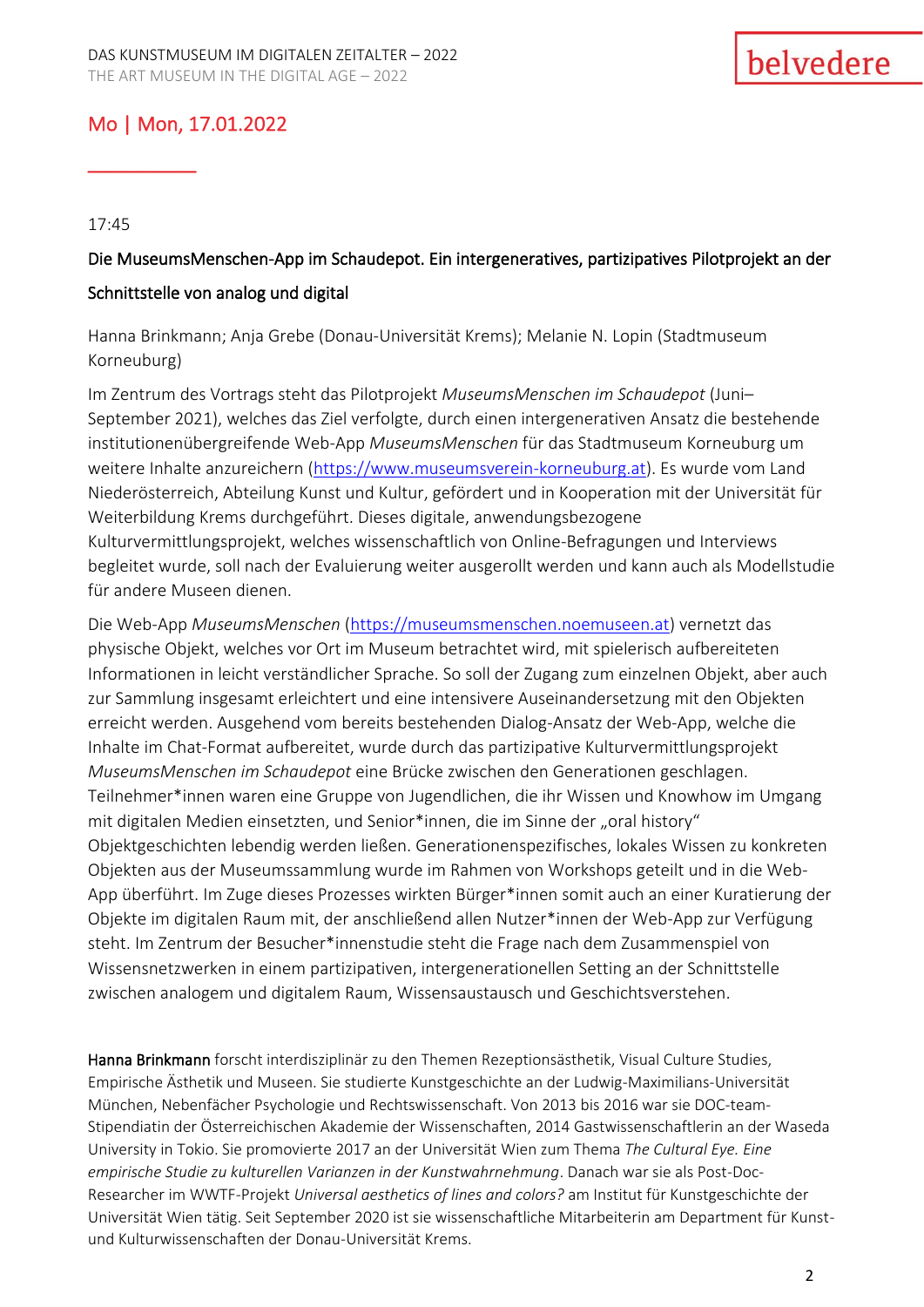## Mo | Mon, 17.01.2022

17:45

### Die MuseumsMenschen-App im Schaudepot. Ein intergeneratives, partizipatives Pilotprojekt an der Schnittstelle von analog und digital

Hanna Brinkmann; Anja Grebe (Donau-Universität Krems); Melanie N. Lopin (Stadtmuseum Korneuburg)

Im Zentrum des Vortrags steht das Pilotprojekt *MuseumsMenschen im Schaudepot* (Juni–September 2021), welches das Ziel verfolgte, durch einen intergenerativen Ansatz die bestehende institutionenübergreifende Web-App *MuseumsMenschen* für das Stadtmuseum Korneuburg um weitere Inhalte anzureichern (https://www.museumsverein-korneuburg.at). Es wurde vom Land Niederösterreich, Abteilung Kunst und Kultur, gefördert und in Kooperation mit der Universität für Weiterbildung Krems durchgeführt. Dieses digitale, anwendungsbezogene Kulturvermittlungsprojekt, welches wissenschaftlich von Online-Befragungen und Interviews begleitet wurde, soll nach der Evaluierung weiter ausgerollt werden und kann auch als Modellstudie für andere Museen dienen.

Die Web-App *MuseumsMenschen* (https://museumsmenschen.noemuseen.at) vernetzt das physische Objekt, welches vor Ort im Museum betrachtet wird, mit spielerisch aufbereiteten Informationen in leicht verständlicher Sprache. So soll der Zugang zum einzelnen Objekt, aber auch zur Sammlung insgesamt erleichtert und eine intensivere Auseinandersetzung mit den Objekten erreicht werden. Ausgehend vom bereits bestehenden Dialog-Ansatz der Web-App, welche die Inhalte im Chat-Format aufbereitet, wurde durch das partizipative Kulturvermittlungsprojekt *MuseumsMenschen im Schaudepot* eine Brücke zwischen den Generationen geschlagen. Teilnehmer*innen waren eine Gruppe von Jugendlichen, die ihr Wissen und Knowhow im Umgang mit digitalen Medien einsetzten, und Senior*innen, die im Sinne der „oral history“ Objektgeschichten lebendig werden ließen. Generationenspezifisches, lokales Wissen zu konkreten Objekten aus der Museumssammlung wurde im Rahmen von Workshops geteilt und in die Web-App überführt. Im Zuge dieses Prozesses wirkten Bürger*innen somit auch an einer Kuratierung der Objekte im digitalen Raum mit, der anschließend allen Nutzer*innen der Web-App zur Verfügung steht. Im Zentrum der Besucher*innenstudie steht die Frage nach dem Zusammenspiel von Wissensnetzwerken in einem partizipativen, intergenerationellen Setting an der Schnittstelle zwischen analogem und digitalem Raum, Wissensaustausch und Geschichtsverstehen.

**Hanna Brinkmann** forscht interdisziplinär zu den Themen Rezeptionsästhetik, Visual Culture Studies, Empirische Ästhetik und Museen. Sie studierte Kunstgeschichte an der Ludwig-Maximilians-Universität München, Nebenfächer Psychologie und Rechtswissenschaft. Von 2013 bis 2016 war sie DOC-team-Stipendiatin der Österreichischen Akademie der Wissenschaften, 2014 Gastwissenschaftlerin an der Waseda University in Tokio. Sie promovierte 2017 an der Universität Wien zum Thema *The Cultural Eye. Eine empirische Studie zu kulturellen Varianzen in der Kunstwahrnehmung*. Danach war sie als Post-Doc-Researcher im WWTF-Projekt *Universal aesthetics of lines and colors?* am Institut für Kunstgeschichte der Universität Wien tätig. Seit September 2020 ist sie wissenschaftliche Mitarbeiterin am Department für Kunst- und Kulturwissenschaften der Donau-Universität Krems.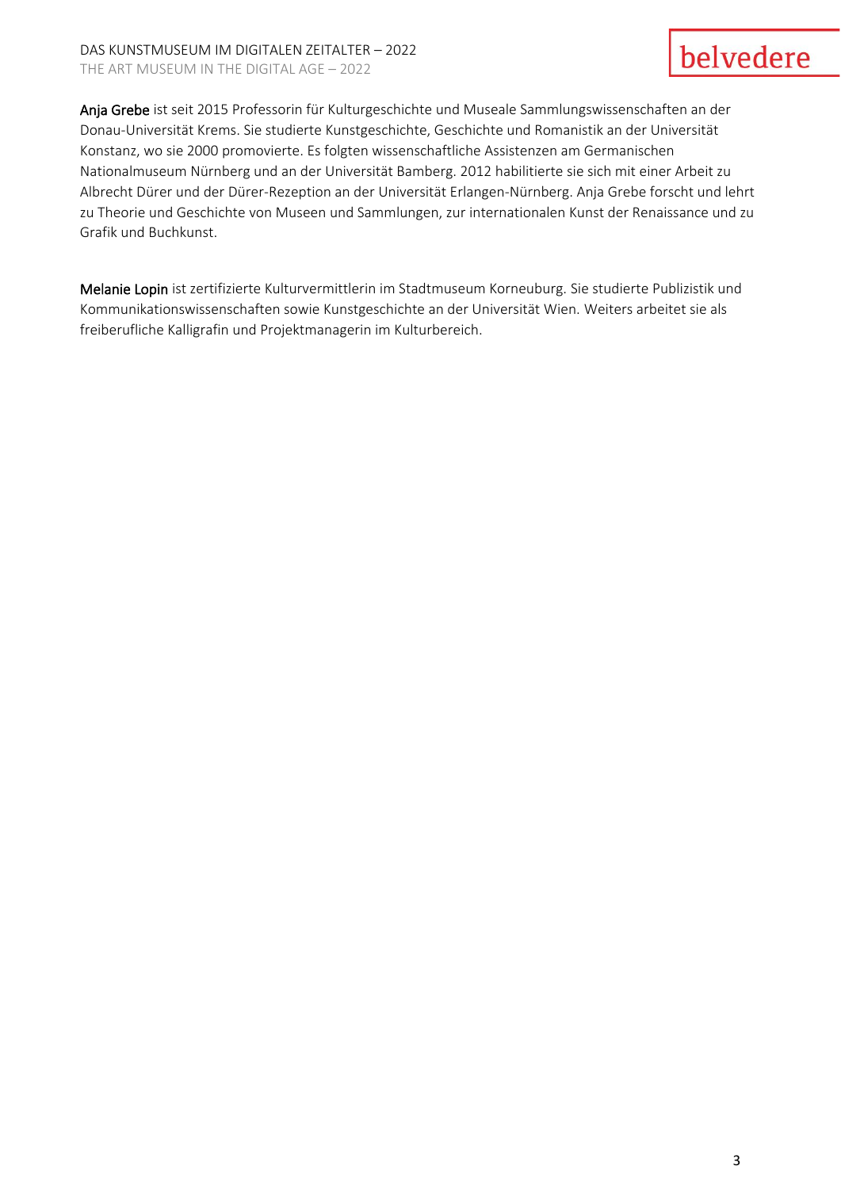**Anja Grebe** ist seit 2015 Professorin für Kulturgeschichte und Museale Sammlungswissenschaften an der Donau-Universität Krems. Sie studierte Kunstgeschichte, Geschichte und Romanistik an der Universität Konstanz, wo sie 2000 promovierte. Es folgten wissenschaftliche Assistenzen am Germanischen Nationalmuseum Nürnberg und an der Universität Bamberg. 2012 habilitierte sie sich mit einer Arbeit zu Albrecht Dürer und der Dürer-Rezeption an der Universität Erlangen-Nürnberg. Anja Grebe forscht und lehrt zu Theorie und Geschichte von Museen und Sammlungen, zur internationalen Kunst der Renaissance und zu Grafik und Buchkunst.

**Melanie Lopin** ist zertifizierte Kulturvermittlerin im Stadtmuseum Korneuburg. Sie studierte Publizistik und Kommunikationswissenschaften sowie Kunstgeschichte an der Universität Wien. Weiters arbeitet sie als freiberufliche Kalligrafin und Projektmanagerin im Kulturbereich.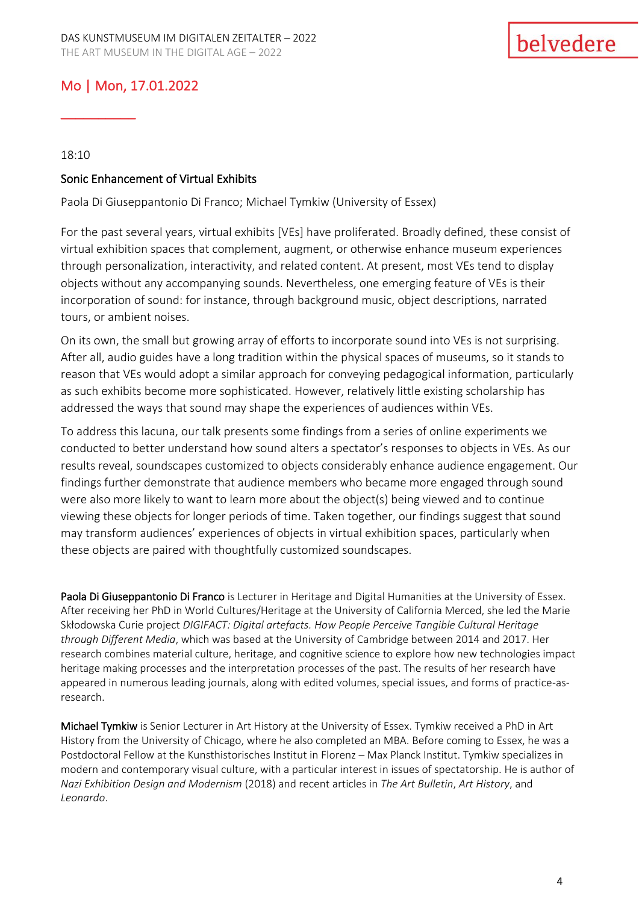## Mo | Mon, 17.01.2022

18:10

### Sonic Enhancement of Virtual Exhibits

Paola Di Giuseppantonio Di Franco; Michael Tymkiw (University of Essex)

For the past several years, virtual exhibits [VEs] have proliferated. Broadly defined, these consist of virtual exhibition spaces that complement, augment, or otherwise enhance museum experiences through personalization, interactivity, and related content. At present, most VEs tend to display objects without any accompanying sounds. Nevertheless, one emerging feature of VEs is their incorporation of sound: for instance, through background music, object descriptions, narrated tours, or ambient noises.

On its own, the small but growing array of efforts to incorporate sound into VEs is not surprising. After all, audio guides have a long tradition within the physical spaces of museums, so it stands to reason that VEs would adopt a similar approach for conveying pedagogical information, particularly as such exhibits become more sophisticated. However, relatively little existing scholarship has addressed the ways that sound may shape the experiences of audiences within VEs.

To address this lacuna, our talk presents some findings from a series of online experiments we conducted to better understand how sound alters a spectator's responses to objects in VEs. As our results reveal, soundscapes customized to objects considerably enhance audience engagement. Our findings further demonstrate that audience members who became more engaged through sound were also more likely to want to learn more about the object(s) being viewed and to continue viewing these objects for longer periods of time. Taken together, our findings suggest that sound may transform audiences' experiences of objects in virtual exhibition spaces, particularly when these objects are paired with thoughtfully customized soundscapes.

**Paola Di Giuseppantonio Di Franco** is Lecturer in Heritage and Digital Humanities at the University of Essex. After receiving her PhD in World Cultures/Heritage at the University of California Merced, she led the Marie Skłodowska Curie project *DIGIFACT: Digital artefacts. How People Perceive Tangible Cultural Heritage through Different Media*, which was based at the University of Cambridge between 2014 and 2017. Her research combines material culture, heritage, and cognitive science to explore how new technologies impact heritage making processes and the interpretation processes of the past. The results of her research have appeared in numerous leading journals, along with edited volumes, special issues, and forms of practice-as-research.

**Michael Tymkiw** is Senior Lecturer in Art History at the University of Essex. Tymkiw received a PhD in Art History from the University of Chicago, where he also completed an MBA. Before coming to Essex, he was a Postdoctoral Fellow at the Kunsthistorisches Institut in Florenz – Max Planck Institut. Tymkiw specializes in modern and contemporary visual culture, with a particular interest in issues of spectatorship. He is author of *Nazi Exhibition Design and Modernism* (2018) and recent articles in *The Art Bulletin*, *Art History*, and *Leonardo*.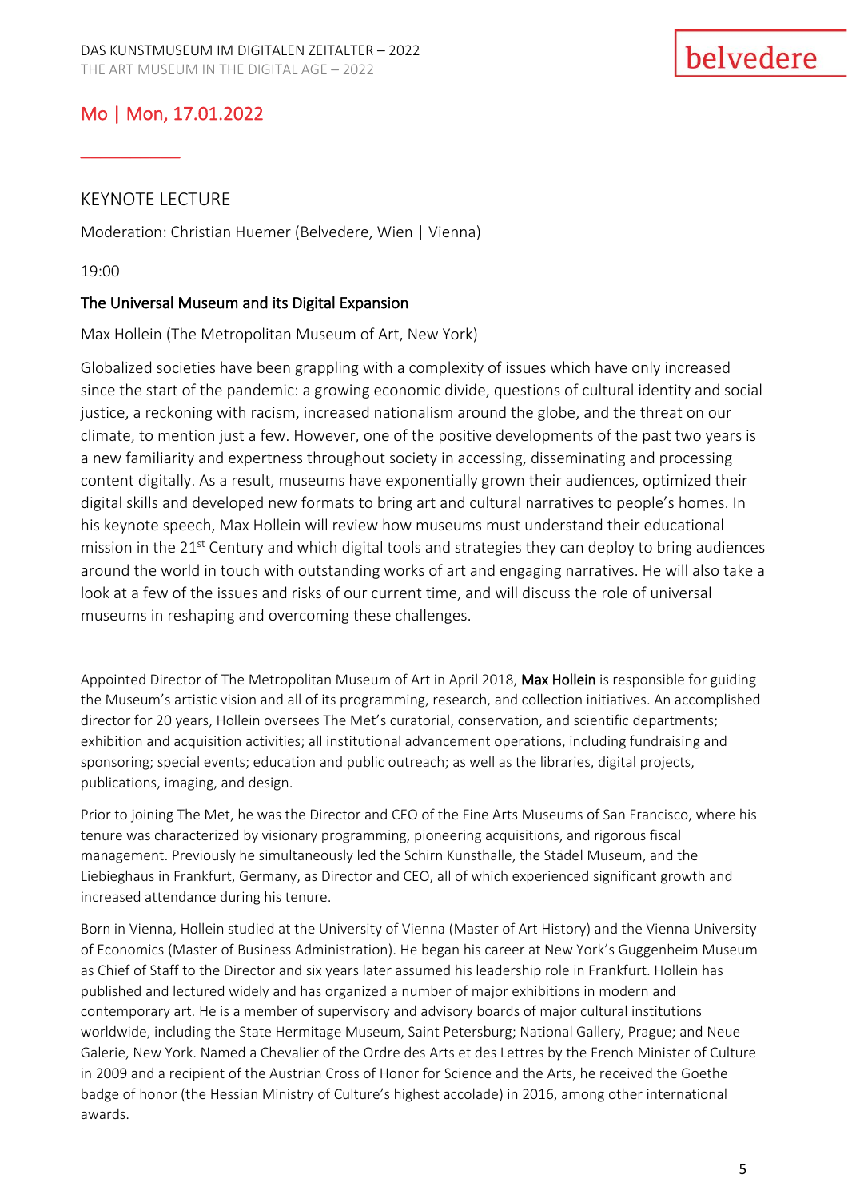## Mo | Mon, 17.01.2022

### KEYNOTE LECTURE

Moderation: Christian Huemer (Belvedere, Wien | Vienna)

19:00

**The Universal Museum and its Digital Expansion**

Max Hollein (The Metropolitan Museum of Art, New York)

Globalized societies have been grappling with a complexity of issues which have only increased since the start of the pandemic: a growing economic divide, questions of cultural identity and social justice, a reckoning with racism, increased nationalism around the globe, and the threat on our climate, to mention just a few. However, one of the positive developments of the past two years is a new familiarity and expertness throughout society in accessing, disseminating and processing content digitally. As a result, museums have exponentially grown their audiences, optimized their digital skills and developed new formats to bring art and cultural narratives to people's homes. In his keynote speech, Max Hollein will review how museums must understand their educational mission in the 21st Century and which digital tools and strategies they can deploy to bring audiences around the world in touch with outstanding works of art and engaging narratives. He will also take a look at a few of the issues and risks of our current time, and will discuss the role of universal museums in reshaping and overcoming these challenges.

Appointed Director of The Metropolitan Museum of Art in April 2018, **Max Hollein** is responsible for guiding the Museum's artistic vision and all of its programming, research, and collection initiatives. An accomplished director for 20 years, Hollein oversees The Met's curatorial, conservation, and scientific departments; exhibition and acquisition activities; all institutional advancement operations, including fundraising and sponsoring; special events; education and public outreach; as well as the libraries, digital projects, publications, imaging, and design.

Prior to joining The Met, he was the Director and CEO of the Fine Arts Museums of San Francisco, where his tenure was characterized by visionary programming, pioneering acquisitions, and rigorous fiscal management. Previously he simultaneously led the Schirn Kunsthalle, the Städel Museum, and the Liebieghaus in Frankfurt, Germany, as Director and CEO, all of which experienced significant growth and increased attendance during his tenure.

Born in Vienna, Hollein studied at the University of Vienna (Master of Art History) and the Vienna University of Economics (Master of Business Administration). He began his career at New York's Guggenheim Museum as Chief of Staff to the Director and six years later assumed his leadership role in Frankfurt. Hollein has published and lectured widely and has organized a number of major exhibitions in modern and contemporary art. He is a member of supervisory and advisory boards of major cultural institutions worldwide, including the State Hermitage Museum, Saint Petersburg; National Gallery, Prague; and Neue Galerie, New York. Named a Chevalier of the Ordre des Arts et des Lettres by the French Minister of Culture in 2009 and a recipient of the Austrian Cross of Honor for Science and the Arts, he received the Goethe badge of honor (the Hessian Ministry of Culture's highest accolade) in 2016, among other international awards.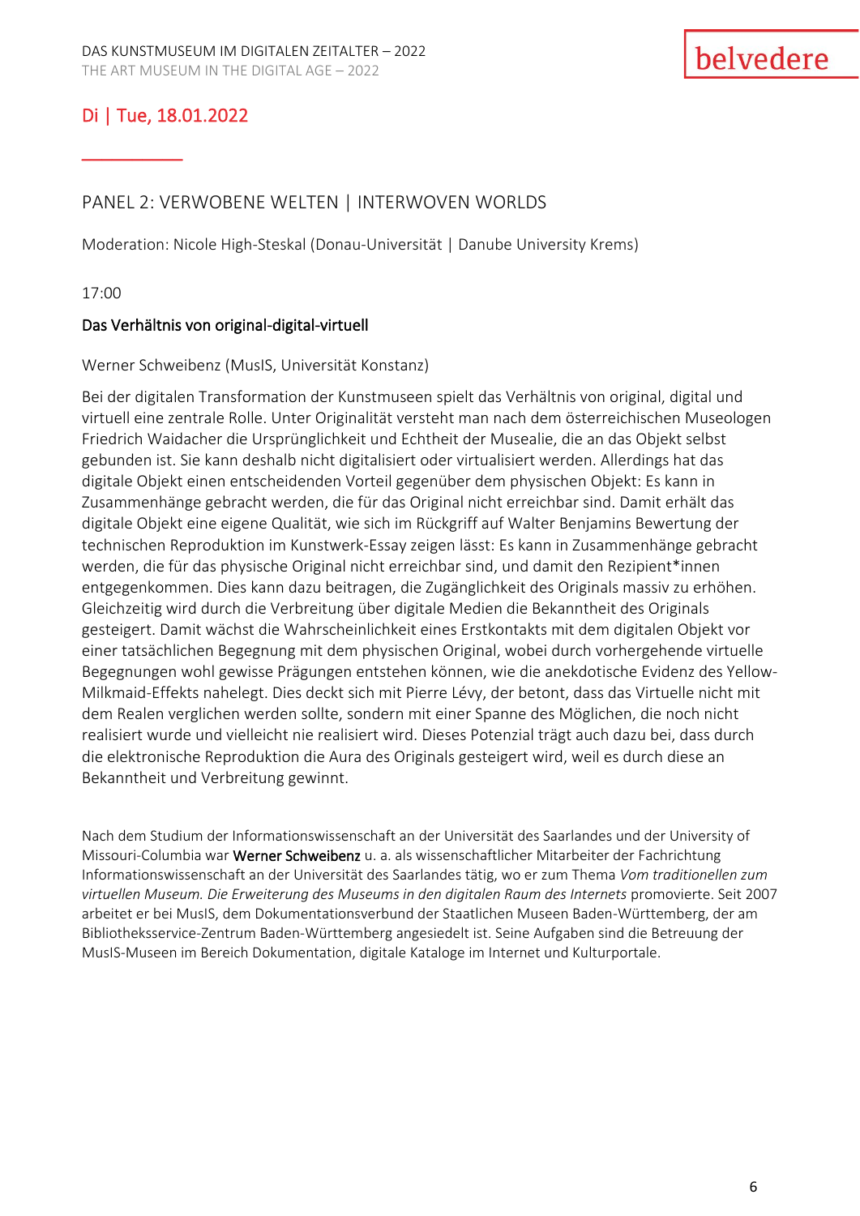## Di | Tue, 18.01.2022

---

### PANEL 2: VERWOBENE WELTEN | INTERWOVEN WORLDS

Moderation: Nicole High-Steskal (Donau-Universität | Danube University Krems)

17:00

**Das Verhältnis von original-digital-virtuell**

Werner Schweibenz (MusIS, Universität Konstanz)

Bei der digitalen Transformation der Kunstmuseen spielt das Verhältnis von original, digital und virtuell eine zentrale Rolle. Unter Originalität versteht man nach dem österreichischen Museologen Friedrich Waidacher die Ursprünglichkeit und Echtheit der Musealie, die an das Objekt selbst gebunden ist. Sie kann deshalb nicht digitalisiert oder virtualisiert werden. Allerdings hat das digitale Objekt einen entscheidenden Vorteil gegenüber dem physischen Objekt: Es kann in Zusammenhänge gebracht werden, die für das Original nicht erreichbar sind. Damit erhält das digitale Objekt eine eigene Qualität, wie sich im Rückgriff auf Walter Benjamins Bewertung der technischen Reproduktion im Kunstwerk-Essay zeigen lässt: Es kann in Zusammenhänge gebracht werden, die für das physische Original nicht erreichbar sind, und damit den Rezipient*innen entgegenkommen. Dies kann dazu beitragen, die Zugänglichkeit des Originals massiv zu erhöhen. Gleichzeitig wird durch die Verbreitung über digitale Medien die Bekanntheit des Originals gesteigert. Damit wächst die Wahrscheinlichkeit eines Erstkontakts mit dem digitalen Objekt vor einer tatsächlichen Begegnung mit dem physischen Original, wobei durch vorhergehende virtuelle Begegnungen wohl gewisse Prägungen entstehen können, wie die anekdotische Evidenz des Yellow-Milkmaid-Effekts nahelegt. Dies deckt sich mit Pierre Lévy, der betont, dass das Virtuelle nicht mit dem Realen verglichen werden sollte, sondern mit einer Spanne des Möglichen, die noch nicht realisiert wurde und vielleicht nie realisiert wird. Dieses Potenzial trägt auch dazu bei, dass durch die elektronische Reproduktion die Aura des Originals gesteigert wird, weil es durch diese an Bekanntheit und Verbreitung gewinnt.

Nach dem Studium der Informationswissenschaft an der Universität des Saarlandes und der University of Missouri-Columbia war **Werner Schweibenz** u. a. als wissenschaftlicher Mitarbeiter der Fachrichtung Informationswissenschaft an der Universität des Saarlandes tätig, wo er zum Thema *Vom traditionellen zum virtuellen Museum. Die Erweiterung des Museums in den digitalen Raum des Internets* promovierte. Seit 2007 arbeitet er bei MusIS, dem Dokumentationsverbund der Staatlichen Museen Baden-Württemberg, der am Bibliotheksservice-Zentrum Baden-Württemberg angesiedelt ist. Seine Aufgaben sind die Betreuung der MusIS-Museen im Bereich Dokumentation, digitale Kataloge im Internet und Kulturportale.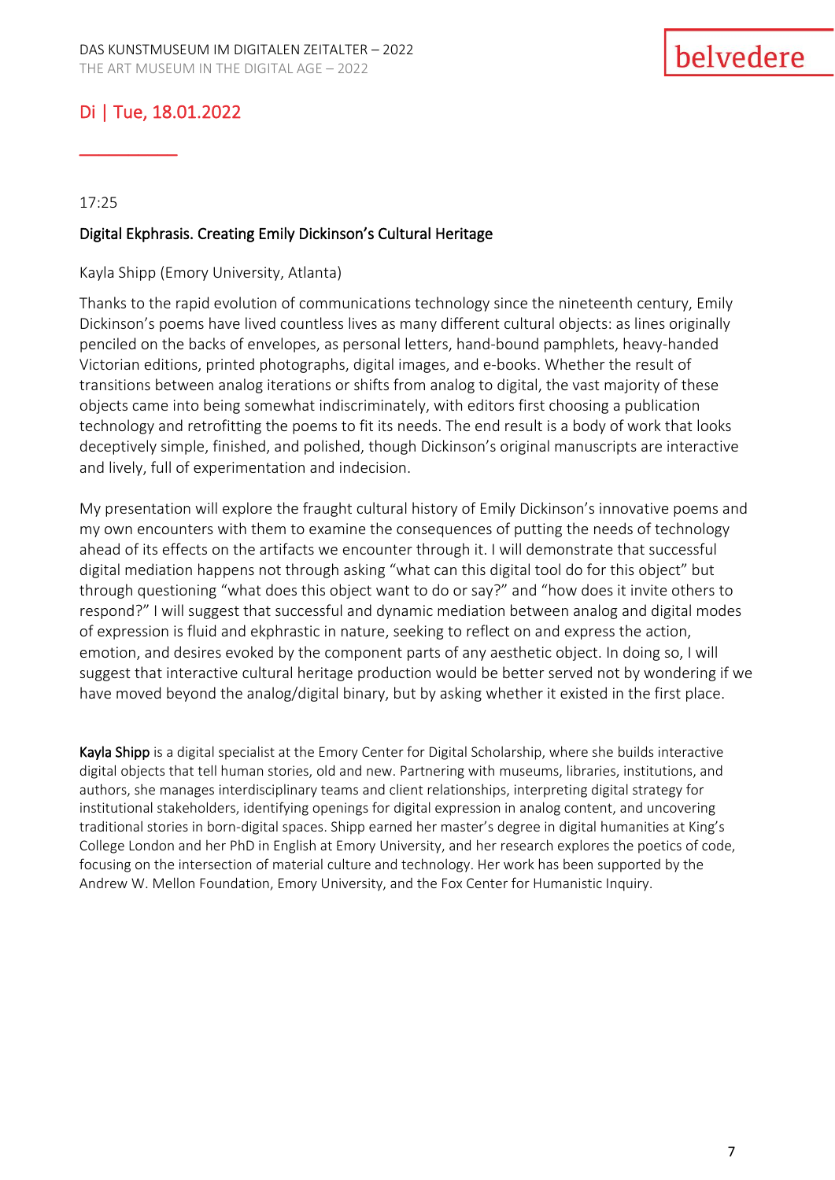## Di | Tue, 18.01.2022

17:25

### Digital Ekphrasis. Creating Emily Dickinson's Cultural Heritage

Kayla Shipp (Emory University, Atlanta)

Thanks to the rapid evolution of communications technology since the nineteenth century, Emily Dickinson's poems have lived countless lives as many different cultural objects: as lines originally penciled on the backs of envelopes, as personal letters, hand-bound pamphlets, heavy-handed Victorian editions, printed photographs, digital images, and e-books. Whether the result of transitions between analog iterations or shifts from analog to digital, the vast majority of these objects came into being somewhat indiscriminately, with editors first choosing a publication technology and retrofitting the poems to fit its needs. The end result is a body of work that looks deceptively simple, finished, and polished, though Dickinson's original manuscripts are interactive and lively, full of experimentation and indecision.

My presentation will explore the fraught cultural history of Emily Dickinson's innovative poems and my own encounters with them to examine the consequences of putting the needs of technology ahead of its effects on the artifacts we encounter through it. I will demonstrate that successful digital mediation happens not through asking "what can this digital tool do for this object" but through questioning "what does this object want to do or say?" and "how does it invite others to respond?" I will suggest that successful and dynamic mediation between analog and digital modes of expression is fluid and ekphrastic in nature, seeking to reflect on and express the action, emotion, and desires evoked by the component parts of any aesthetic object. In doing so, I will suggest that interactive cultural heritage production would be better served not by wondering if we have moved beyond the analog/digital binary, but by asking whether it existed in the first place.

**Kayla Shipp** is a digital specialist at the Emory Center for Digital Scholarship, where she builds interactive digital objects that tell human stories, old and new. Partnering with museums, libraries, institutions, and authors, she manages interdisciplinary teams and client relationships, interpreting digital strategy for institutional stakeholders, identifying openings for digital expression in analog content, and uncovering traditional stories in born-digital spaces. Shipp earned her master's degree in digital humanities at King's College London and her PhD in English at Emory University, and her research explores the poetics of code, focusing on the intersection of material culture and technology. Her work has been supported by the Andrew W. Mellon Foundation, Emory University, and the Fox Center for Humanistic Inquiry.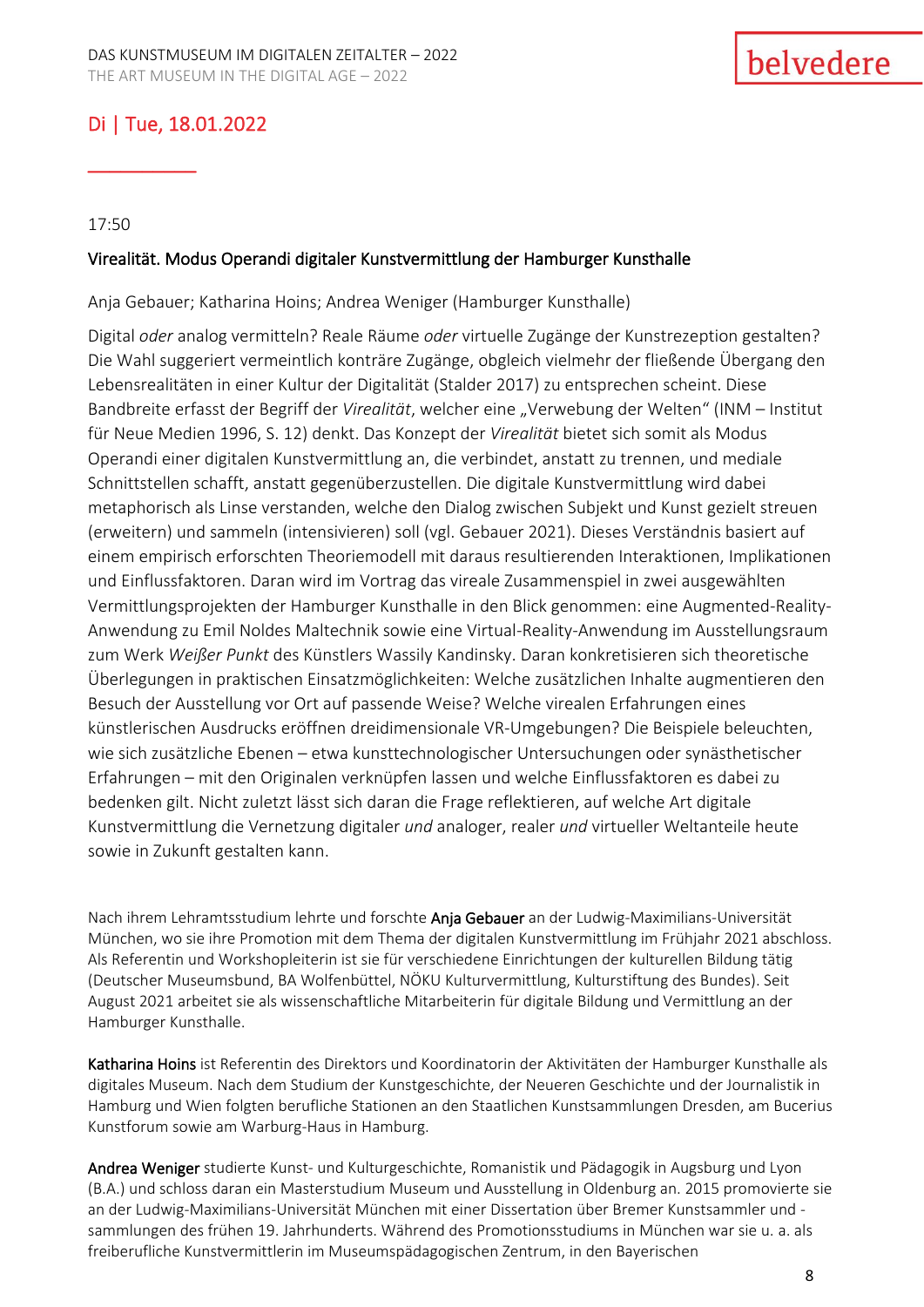## Di | Tue, 18.01.2022

17:50

### Virealität. Modus Operandi digitaler Kunstvermittlung der Hamburger Kunsthalle

Anja Gebauer; Katharina Hoins; Andrea Weniger (Hamburger Kunsthalle)

Digital *oder* analog vermitteln? Reale Räume *oder* virtuelle Zugänge der Kunstrezeption gestalten? Die Wahl suggeriert vermeintlich konträre Zugänge, obgleich vielmehr der fließende Übergang den Lebensrealitäten in einer Kultur der Digitalität (Stalder 2017) zu entsprechen scheint. Diese Bandbreite erfasst der Begriff der *Virealität*, welcher eine „Verwebung der Welten" (INM – Institut für Neue Medien 1996, S. 12) denkt. Das Konzept der *Virealität* bietet sich somit als Modus Operandi einer digitalen Kunstvermittlung an, die verbindet, anstatt zu trennen, und mediale Schnittstellen schafft, anstatt gegenüberzustellen. Die digitale Kunstvermittlung wird dabei metaphorisch als Linse verstanden, welche den Dialog zwischen Subjekt und Kunst gezielt streuen (erweitern) und sammeln (intensivieren) soll (vgl. Gebauer 2021). Dieses Verständnis basiert auf einem empirisch erforschten Theoriemodell mit daraus resultierenden Interaktionen, Implikationen und Einflussfaktoren. Daran wird im Vortrag das vireale Zusammenspiel in zwei ausgewählten Vermittlungsprojekten der Hamburger Kunsthalle in den Blick genommen: eine Augmented-Reality-Anwendung zu Emil Noldes Maltechnik sowie eine Virtual-Reality-Anwendung im Ausstellungsraum zum Werk *Weißer Punkt* des Künstlers Wassily Kandinsky. Daran konkretisieren sich theoretische Überlegungen in praktischen Einsatzmöglichkeiten: Welche zusätzlichen Inhalte augmentieren den Besuch der Ausstellung vor Ort auf passende Weise? Welche virealen Erfahrungen eines künstlerischen Ausdrucks eröffnen dreidimensionale VR-Umgebungen? Die Beispiele beleuchten, wie sich zusätzliche Ebenen – etwa kunsttechnologischer Untersuchungen oder synästhetischer Erfahrungen – mit den Originalen verknüpfen lassen und welche Einflussfaktoren es dabei zu bedenken gilt. Nicht zuletzt lässt sich daran die Frage reflektieren, auf welche Art digitale Kunstvermittlung die Vernetzung digitaler *und* analoger, realer *und* virtueller Weltanteile heute sowie in Zukunft gestalten kann.

Nach ihrem Lehramtsstudium lehrte und forschte **Anja Gebauer** an der Ludwig-Maximilians-Universität München, wo sie ihre Promotion mit dem Thema der digitalen Kunstvermittlung im Frühjahr 2021 abschloss. Als Referentin und Workshopleiterin ist sie für verschiedene Einrichtungen der kulturellen Bildung tätig (Deutscher Museumsbund, BA Wolfenbüttel, NÖKU Kulturvermittlung, Kulturstiftung des Bundes). Seit August 2021 arbeitet sie als wissenschaftliche Mitarbeiterin für digitale Bildung und Vermittlung an der Hamburger Kunsthalle.

**Katharina Hoins** ist Referentin des Direktors und Koordinatorin der Aktivitäten der Hamburger Kunsthalle als digitales Museum. Nach dem Studium der Kunstgeschichte, der Neueren Geschichte und der Journalistik in Hamburg und Wien folgten berufliche Stationen an den Staatlichen Kunstsammlungen Dresden, am Bucerius Kunstforum sowie am Warburg-Haus in Hamburg.

**Andrea Weniger** studierte Kunst- und Kulturgeschichte, Romanistik und Pädagogik in Augsburg und Lyon (B.A.) und schloss daran ein Masterstudium Museum und Ausstellung in Oldenburg an. 2015 promovierte sie an der Ludwig-Maximilians-Universität München mit einer Dissertation über Bremer Kunstsammler und -sammlungen des frühen 19. Jahrhunderts. Während des Promotionsstudiums in München war sie u. a. als freiberufliche Kunstvermittlerin im Museumspädagogischen Zentrum, in den Bayerischen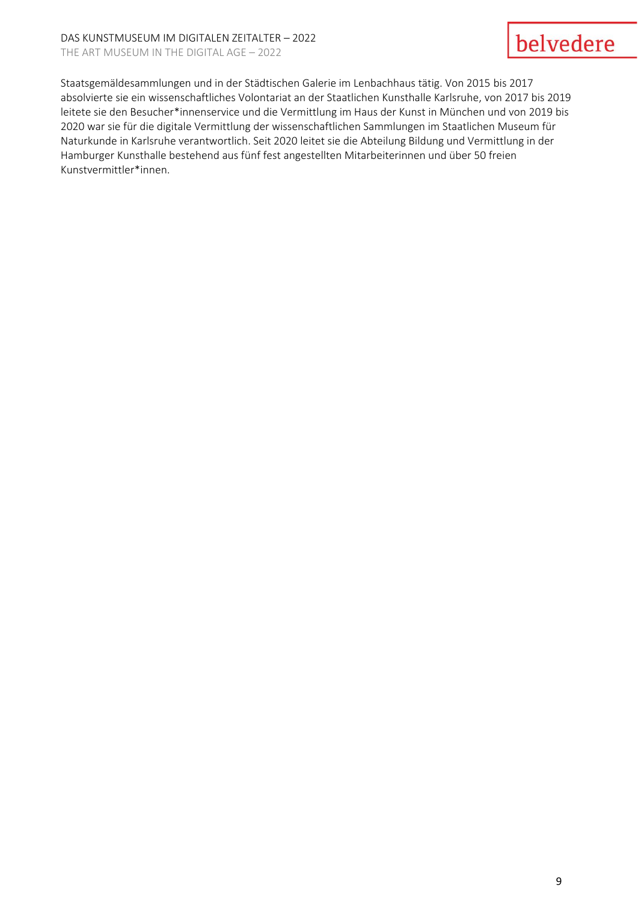Staatsgemäldesammlungen und in der Städtischen Galerie im Lenbachhaus tätig. Von 2015 bis 2017 absolvierte sie ein wissenschaftliches Volontariat an der Staatlichen Kunsthalle Karlsruhe, von 2017 bis 2019 leitete sie den Besucher*innenservice und die Vermittlung im Haus der Kunst in München und von 2019 bis 2020 war sie für die digitale Vermittlung der wissenschaftlichen Sammlungen im Staatlichen Museum für Naturkunde in Karlsruhe verantwortlich. Seit 2020 leitet sie die Abteilung Bildung und Vermittlung in der Hamburger Kunsthalle bestehend aus fünf fest angestellten Mitarbeiterinnen und über 50 freien Kunstvermittler*innen.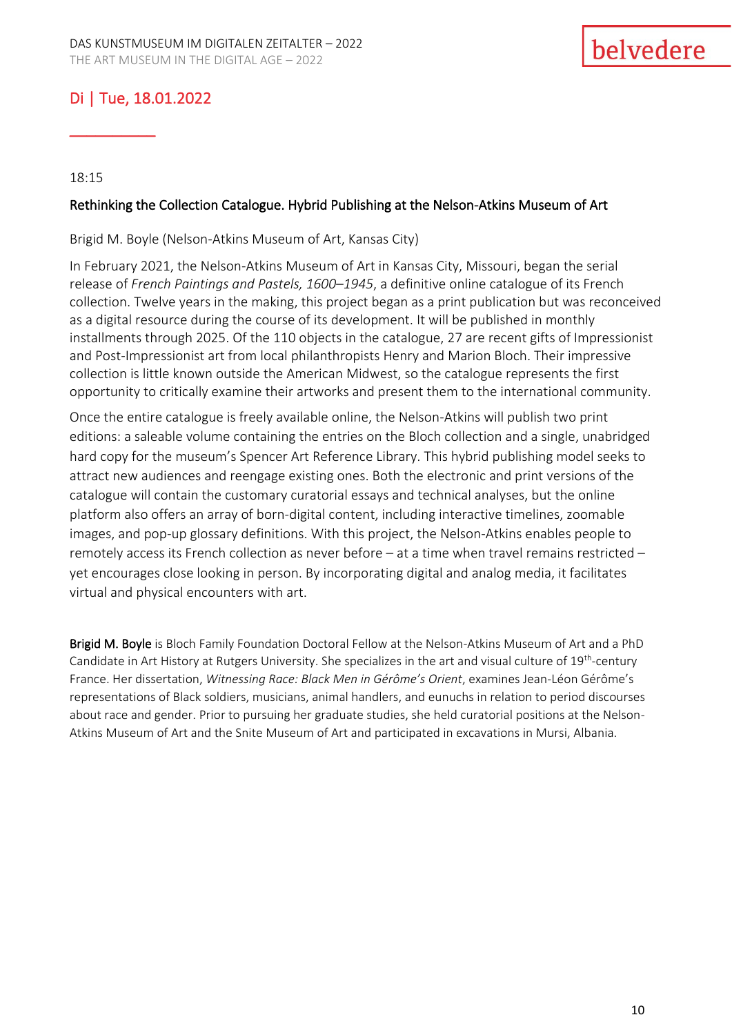## Di | Tue, 18.01.2022

18:15

### Rethinking the Collection Catalogue. Hybrid Publishing at the Nelson-Atkins Museum of Art

Brigid M. Boyle (Nelson-Atkins Museum of Art, Kansas City)

In February 2021, the Nelson-Atkins Museum of Art in Kansas City, Missouri, began the serial release of *French Paintings and Pastels, 1600–1945*, a definitive online catalogue of its French collection. Twelve years in the making, this project began as a print publication but was reconceived as a digital resource during the course of its development. It will be published in monthly installments through 2025. Of the 110 objects in the catalogue, 27 are recent gifts of Impressionist and Post-Impressionist art from local philanthropists Henry and Marion Bloch. Their impressive collection is little known outside the American Midwest, so the catalogue represents the first opportunity to critically examine their artworks and present them to the international community.

Once the entire catalogue is freely available online, the Nelson-Atkins will publish two print editions: a saleable volume containing the entries on the Bloch collection and a single, unabridged hard copy for the museum's Spencer Art Reference Library. This hybrid publishing model seeks to attract new audiences and reengage existing ones. Both the electronic and print versions of the catalogue will contain the customary curatorial essays and technical analyses, but the online platform also offers an array of born-digital content, including interactive timelines, zoomable images, and pop-up glossary definitions. With this project, the Nelson-Atkins enables people to remotely access its French collection as never before – at a time when travel remains restricted – yet encourages close looking in person. By incorporating digital and analog media, it facilitates virtual and physical encounters with art.

**Brigid M. Boyle** is Bloch Family Foundation Doctoral Fellow at the Nelson-Atkins Museum of Art and a PhD Candidate in Art History at Rutgers University. She specializes in the art and visual culture of 19th-century France. Her dissertation, *Witnessing Race: Black Men in Gérôme's Orient*, examines Jean-Léon Gérôme's representations of Black soldiers, musicians, animal handlers, and eunuchs in relation to period discourses about race and gender. Prior to pursuing her graduate studies, she held curatorial positions at the Nelson-Atkins Museum of Art and the Snite Museum of Art and participated in excavations in Mursi, Albania.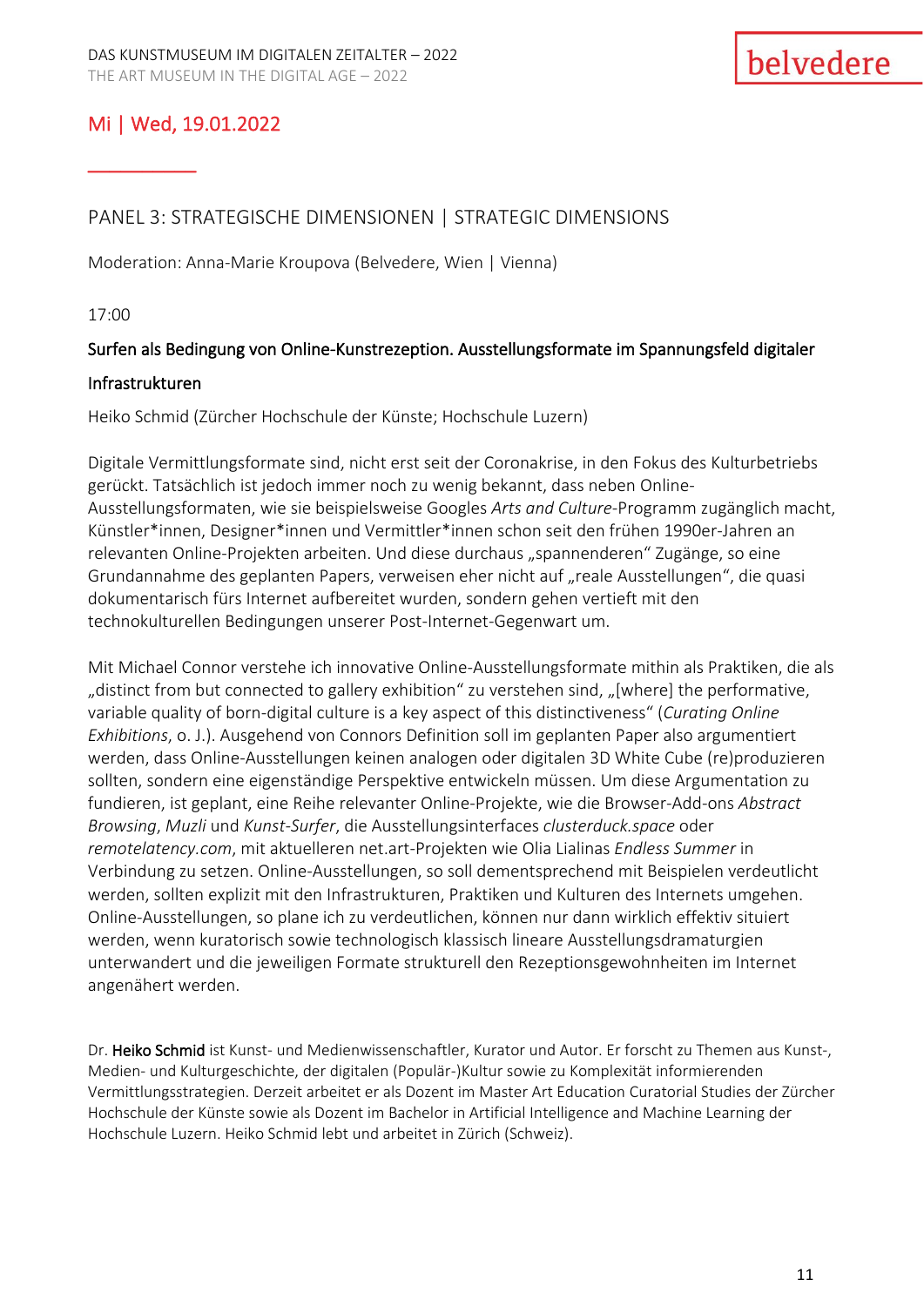## Mi | Wed, 19.01.2022

### PANEL 3: STRATEGISCHE DIMENSIONEN | STRATEGIC DIMENSIONS

Moderation: Anna-Marie Kroupova (Belvedere, Wien | Vienna)

17:00

**Surfen als Bedingung von Online-Kunstrezeption. Ausstellungsformate im Spannungsfeld digitaler Infrastrukturen**

Heiko Schmid (Zürcher Hochschule der Künste; Hochschule Luzern)

Digitale Vermittlungsformate sind, nicht erst seit der Coronakrise, in den Fokus des Kulturbetriebs gerückt. Tatsächlich ist jedoch immer noch zu wenig bekannt, dass neben Online-Ausstellungsformaten, wie sie beispielsweise Googles *Arts and Culture*-Programm zugänglich macht, Künstler*innen, Designer*innen und Vermittler*innen schon seit den frühen 1990er-Jahren an relevanten Online-Projekten arbeiten. Und diese durchaus „spannenderen“ Zugänge, so eine Grundannahme des geplanten Papers, verweisen eher nicht auf „reale Ausstellungen“, die quasi dokumentarisch fürs Internet aufbereitet wurden, sondern gehen vertieft mit den technokulturellen Bedingungen unserer Post-Internet-Gegenwart um.

Mit Michael Connor verstehe ich innovative Online-Ausstellungsformate mithin als Praktiken, die als „distinct from but connected to gallery exhibition“ zu verstehen sind, „[where] the performative, variable quality of born-digital culture is a key aspect of this distinctiveness“ (*Curating Online Exhibitions*, o. J.). Ausgehend von Connors Definition soll im geplanten Paper also argumentiert werden, dass Online-Ausstellungen keinen analogen oder digitalen 3D White Cube (re)produzieren sollten, sondern eine eigenständige Perspektive entwickeln müssen. Um diese Argumentation zu fundieren, ist geplant, eine Reihe relevanter Online-Projekte, wie die Browser-Add-ons *Abstract Browsing*, *Muzli* und *Kunst-Surfer*, die Ausstellungsinterfaces *clusterduck.space* oder *remotelatency.com*, mit aktuelleren net.art-Projekten wie Olia Lialinas *Endless Summer* in Verbindung zu setzen. Online-Ausstellungen, so soll dementsprechend mit Beispielen verdeutlicht werden, sollten explizit mit den Infrastrukturen, Praktiken und Kulturen des Internets umgehen. Online-Ausstellungen, so plane ich zu verdeutlichen, können nur dann wirklich effektiv situiert werden, wenn kuratorisch sowie technologisch klassisch lineare Ausstellungsdramaturgien unterwandert und die jeweiligen Formate strukturell den Rezeptionsgewohnheiten im Internet angenähert werden.

Dr. **Heiko Schmid** ist Kunst- und Medienwissenschaftler, Kurator und Autor. Er forscht zu Themen aus Kunst-, Medien- und Kulturgeschichte, der digitalen (Populär-)Kultur sowie zu Komplexität informierenden Vermittlungsstrategien. Derzeit arbeitet er als Dozent im Master Art Education Curatorial Studies der Zürcher Hochschule der Künste sowie als Dozent im Bachelor in Artificial Intelligence and Machine Learning der Hochschule Luzern. Heiko Schmid lebt und arbeitet in Zürich (Schweiz).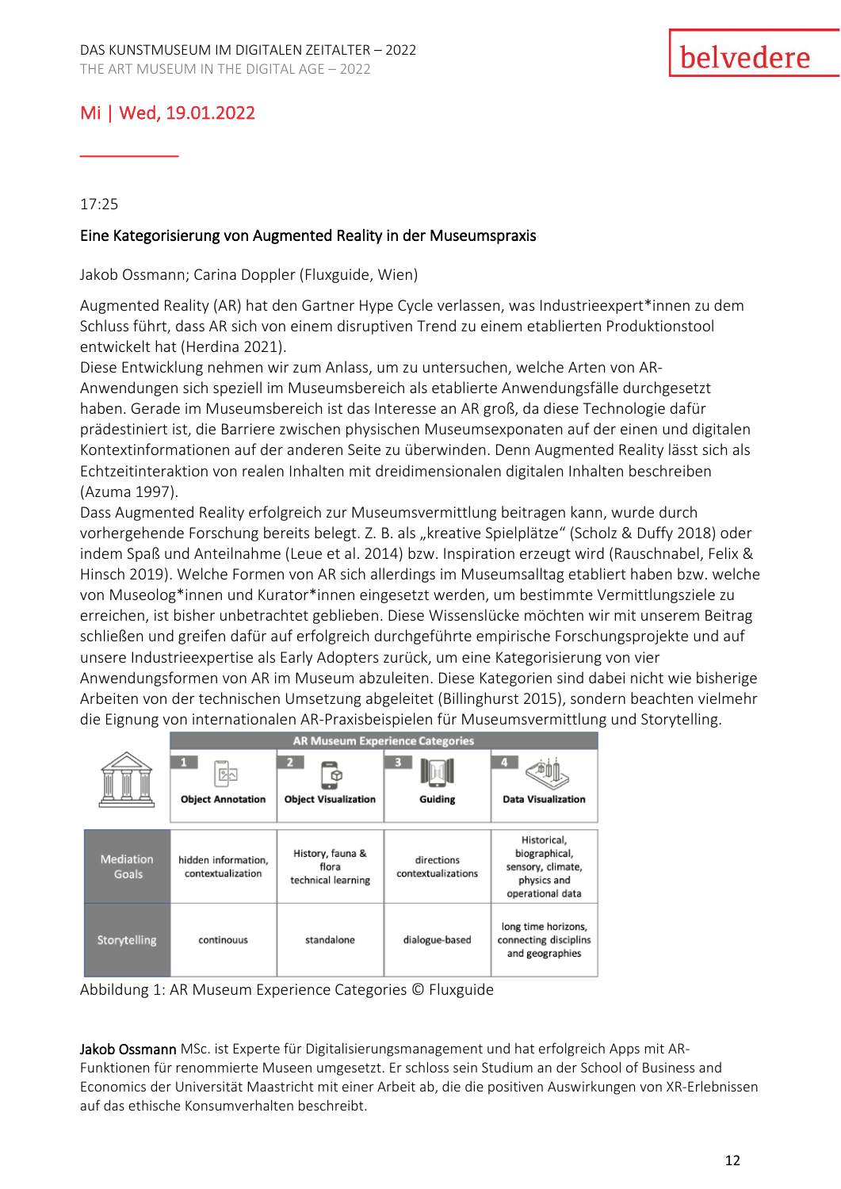## Mi | Wed, 19.01.2022

17:25

### Eine Kategorisierung von Augmented Reality in der Museumspraxis

Jakob Ossmann; Carina Doppler (Fluxguide, Wien)

Augmented Reality (AR) hat den Gartner Hype Cycle verlassen, was Industrieexpert*innen zu dem Schluss führt, dass AR sich von einem disruptiven Trend zu einem etablierten Produktionstool entwickelt hat (Herdina 2021).
Diese Entwicklung nehmen wir zum Anlass, um zu untersuchen, welche Arten von AR-Anwendungen sich speziell im Museumsbereich als etablierte Anwendungsfälle durchgesetzt haben. Gerade im Museumsbereich ist das Interesse an AR groß, da diese Technologie dafür prädestiniert ist, die Barriere zwischen physischen Museumsexponaten auf der einen und digitalen Kontextinformationen auf der anderen Seite zu überwinden. Denn Augmented Reality lässt sich als Echtzeitinteraktion von realen Inhalten mit dreidimensionalen digitalen Inhalten beschreiben (Azuma 1997).
Dass Augmented Reality erfolgreich zur Museumsvermittlung beitragen kann, wurde durch vorhergehende Forschung bereits belegt. Z. B. als „kreative Spielplätze" (Scholz & Duffy 2018) oder indem Spaß und Anteilnahme (Leue et al. 2014) bzw. Inspiration erzeugt wird (Rauschnabel, Felix & Hinsch 2019). Welche Formen von AR sich allerdings im Museumsalltag etabliert haben bzw. welche von Museolog*innen und Kurator*innen eingesetzt werden, um bestimmte Vermittlungsziele zu erreichen, ist bisher unbetrachtet geblieben. Diese Wissenslücke möchten wir mit unserem Beitrag schließen und greifen dafür auf erfolgreich durchgeführte empirische Forschungsprojekte und auf unsere Industrieexpertise als Early Adopters zurück, um eine Kategorisierung von vier Anwendungsformen von AR im Museum abzuleiten. Diese Kategorien sind dabei nicht wie bisherige Arbeiten von der technischen Umsetzung abgeleitet (Billinghurst 2015), sondern beachten vielmehr die Eignung von internationalen AR-Praxisbeispielen für Museumsvermittlung und Storytelling.

| AR Museum Experience Categories | 1 Object Annotation | 2 Object Visualization | 3 Guiding | 4 Data Visualization |
|---|---|---|---|---|
| Mediation Goals | hidden information, contextualization | History, fauna & flora technical learning | directions contextualizations | Historical, biographical, sensory, climate, physics and operational data |
| Storytelling | continouus | standalone | dialogue-based | long time horizons, connecting disciplins and geographies |

Abbildung 1: AR Museum Experience Categories © Fluxguide

**Jakob Ossmann** MSc. ist Experte für Digitalisierungsmanagement und hat erfolgreich Apps mit AR-Funktionen für renommierte Museen umgesetzt. Er schloss sein Studium an der School of Business and Economics der Universität Maastricht mit einer Arbeit ab, die die positiven Auswirkungen von XR-Erlebnissen auf das ethische Konsumverhalten beschreibt.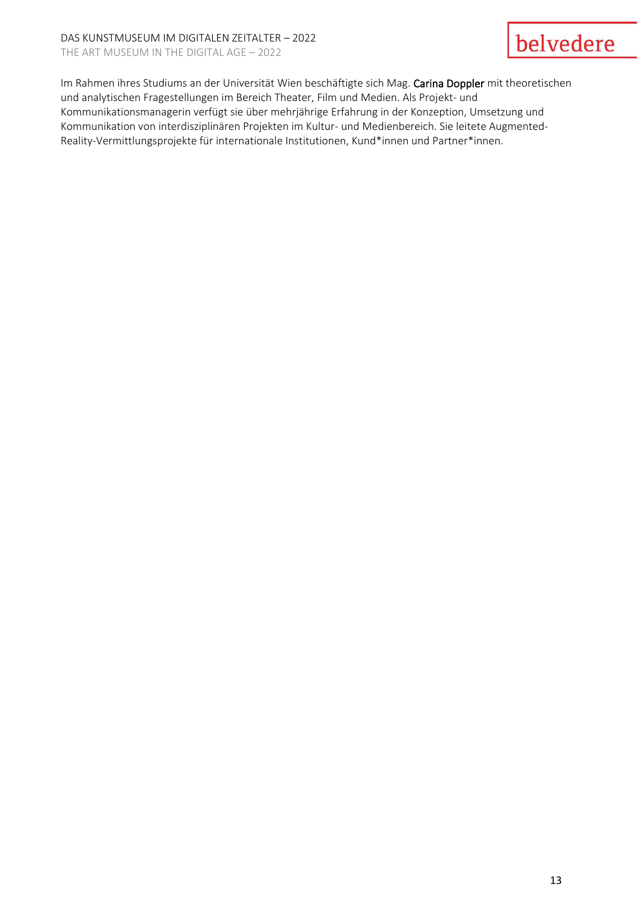Im Rahmen ihres Studiums an der Universität Wien beschäftigte sich Mag. **Carina Doppler** mit theoretischen und analytischen Fragestellungen im Bereich Theater, Film und Medien. Als Projekt- und Kommunikationsmanagerin verfügt sie über mehrjährige Erfahrung in der Konzeption, Umsetzung und Kommunikation von interdisziplinären Projekten im Kultur- und Medienbereich. Sie leitete Augmented-Reality-Vermittlungsprojekte für internationale Institutionen, Kund*innen und Partner*innen.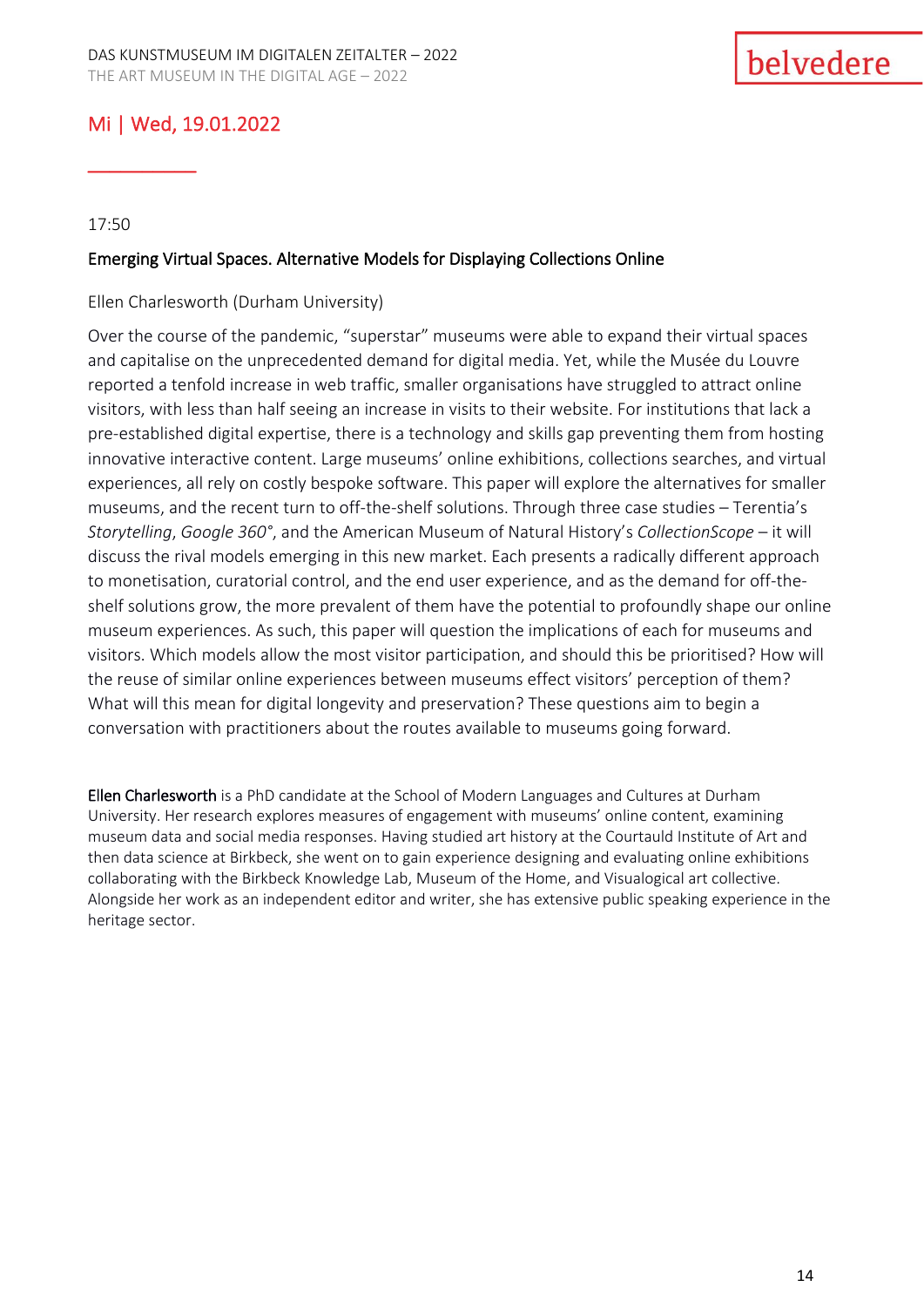## Mi | Wed, 19.01.2022

17:50

### Emerging Virtual Spaces. Alternative Models for Displaying Collections Online

Ellen Charlesworth (Durham University)

Over the course of the pandemic, "superstar" museums were able to expand their virtual spaces and capitalise on the unprecedented demand for digital media. Yet, while the Musée du Louvre reported a tenfold increase in web traffic, smaller organisations have struggled to attract online visitors, with less than half seeing an increase in visits to their website. For institutions that lack a pre-established digital expertise, there is a technology and skills gap preventing them from hosting innovative interactive content. Large museums' online exhibitions, collections searches, and virtual experiences, all rely on costly bespoke software. This paper will explore the alternatives for smaller museums, and the recent turn to off-the-shelf solutions. Through three case studies – Terentia's *Storytelling*, *Google 360°*, and the American Museum of Natural History's *CollectionScope* – it will discuss the rival models emerging in this new market. Each presents a radically different approach to monetisation, curatorial control, and the end user experience, and as the demand for off-the-shelf solutions grow, the more prevalent of them have the potential to profoundly shape our online museum experiences. As such, this paper will question the implications of each for museums and visitors. Which models allow the most visitor participation, and should this be prioritised? How will the reuse of similar online experiences between museums effect visitors' perception of them? What will this mean for digital longevity and preservation? These questions aim to begin a conversation with practitioners about the routes available to museums going forward.

**Ellen Charlesworth** is a PhD candidate at the School of Modern Languages and Cultures at Durham University. Her research explores measures of engagement with museums' online content, examining museum data and social media responses. Having studied art history at the Courtauld Institute of Art and then data science at Birkbeck, she went on to gain experience designing and evaluating online exhibitions collaborating with the Birkbeck Knowledge Lab, Museum of the Home, and Visualogical art collective. Alongside her work as an independent editor and writer, she has extensive public speaking experience in the heritage sector.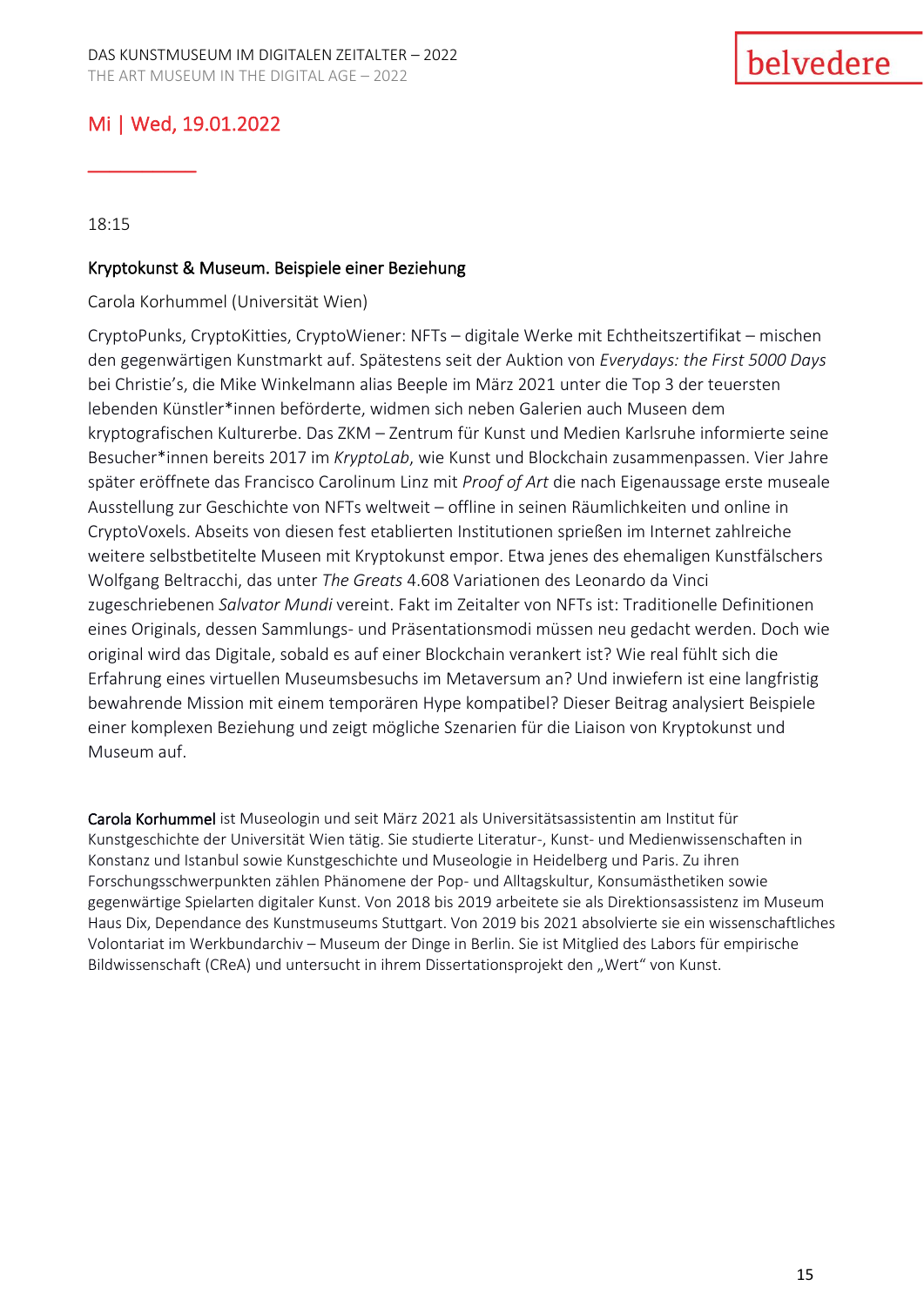## Mi | Wed, 19.01.2022

18:15

### Kryptokunst & Museum. Beispiele einer Beziehung

Carola Korhummel (Universität Wien)

CryptoPunks, CryptoKitties, CryptoWiener: NFTs – digitale Werke mit Echtheitszertifikat – mischen den gegenwärtigen Kunstmarkt auf. Spätestens seit der Auktion von *Everydays: the First 5000 Days* bei Christie's, die Mike Winkelmann alias Beeple im März 2021 unter die Top 3 der teuersten lebenden Künstler*innen beförderte, widmen sich neben Galerien auch Museen dem kryptografischen Kulturerbe. Das ZKM – Zentrum für Kunst und Medien Karlsruhe informierte seine Besucher*innen bereits 2017 im *KryptoLab*, wie Kunst und Blockchain zusammenpassen. Vier Jahre später eröffnete das Francisco Carolinum Linz mit *Proof of Art* die nach Eigenaussage erste museale Ausstellung zur Geschichte von NFTs weltweit – offline in seinen Räumlichkeiten und online in CryptoVoxels. Abseits von diesen fest etablierten Institutionen sprießen im Internet zahlreiche weitere selbstbetitelte Museen mit Kryptokunst empor. Etwa jenes des ehemaligen Kunstfälschers Wolfgang Beltracchi, das unter *The Greats* 4.608 Variationen des Leonardo da Vinci zugeschriebenen *Salvator Mundi* vereint. Fakt im Zeitalter von NFTs ist: Traditionelle Definitionen eines Originals, dessen Sammlungs- und Präsentationsmodi müssen neu gedacht werden. Doch wie original wird das Digitale, sobald es auf einer Blockchain verankert ist? Wie real fühlt sich die Erfahrung eines virtuellen Museumsbesuchs im Metaversum an? Und inwiefern ist eine langfristig bewahrende Mission mit einem temporären Hype kompatibel? Dieser Beitrag analysiert Beispiele einer komplexen Beziehung und zeigt mögliche Szenarien für die Liaison von Kryptokunst und Museum auf.

**Carola Korhummel** ist Museologin und seit März 2021 als Universitätsassistentin am Institut für Kunstgeschichte der Universität Wien tätig. Sie studierte Literatur-, Kunst- und Medienwissenschaften in Konstanz und Istanbul sowie Kunstgeschichte und Museologie in Heidelberg und Paris. Zu ihren Forschungsschwerpunkten zählen Phänomene der Pop- und Alltagskultur, Konsumästhetiken sowie gegenwärtige Spielarten digitaler Kunst. Von 2018 bis 2019 arbeitete sie als Direktionsassistenz im Museum Haus Dix, Dependance des Kunstmuseums Stuttgart. Von 2019 bis 2021 absolvierte sie ein wissenschaftliches Volontariat im Werkbundarchiv – Museum der Dinge in Berlin. Sie ist Mitglied des Labors für empirische Bildwissenschaft (CReA) und untersucht in ihrem Dissertationsprojekt den „Wert" von Kunst.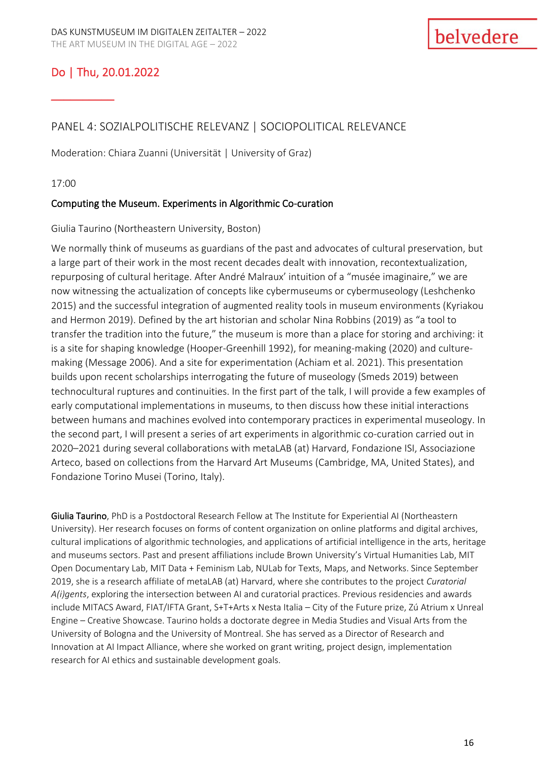## Do | Thu, 20.01.2022

### PANEL 4: SOZIALPOLITISCHE RELEVANZ | SOCIOPOLITICAL RELEVANCE

Moderation: Chiara Zuanni (Universität | University of Graz)

17:00

**Computing the Museum. Experiments in Algorithmic Co-curation**

Giulia Taurino (Northeastern University, Boston)

We normally think of museums as guardians of the past and advocates of cultural preservation, but a large part of their work in the most recent decades dealt with innovation, recontextualization, repurposing of cultural heritage. After André Malraux' intuition of a "musée imaginaire," we are now witnessing the actualization of concepts like cybermuseums or cybermuseology (Leshchenko 2015) and the successful integration of augmented reality tools in museum environments (Kyriakou and Hermon 2019). Defined by the art historian and scholar Nina Robbins (2019) as "a tool to transfer the tradition into the future," the museum is more than a place for storing and archiving: it is a site for shaping knowledge (Hooper-Greenhill 1992), for meaning-making (2020) and culture-making (Message 2006). And a site for experimentation (Achiam et al. 2021). This presentation builds upon recent scholarships interrogating the future of museology (Smeds 2019) between technocultural ruptures and continuities. In the first part of the talk, I will provide a few examples of early computational implementations in museums, to then discuss how these initial interactions between humans and machines evolved into contemporary practices in experimental museology. In the second part, I will present a series of art experiments in algorithmic co-curation carried out in 2020–2021 during several collaborations with metaLAB (at) Harvard, Fondazione ISI, Associazione Arteco, based on collections from the Harvard Art Museums (Cambridge, MA, United States), and Fondazione Torino Musei (Torino, Italy).

**Giulia Taurino**, PhD is a Postdoctoral Research Fellow at The Institute for Experiential AI (Northeastern University). Her research focuses on forms of content organization on online platforms and digital archives, cultural implications of algorithmic technologies, and applications of artificial intelligence in the arts, heritage and museums sectors. Past and present affiliations include Brown University's Virtual Humanities Lab, MIT Open Documentary Lab, MIT Data + Feminism Lab, NULab for Texts, Maps, and Networks. Since September 2019, she is a research affiliate of metaLAB (at) Harvard, where she contributes to the project *Curatorial A(i)gents*, exploring the intersection between AI and curatorial practices. Previous residencies and awards include MITACS Award, FIAT/IFTA Grant, S+T+Arts x Nesta Italia – City of the Future prize, Zú Atrium x Unreal Engine – Creative Showcase. Taurino holds a doctorate degree in Media Studies and Visual Arts from the University of Bologna and the University of Montreal. She has served as a Director of Research and Innovation at AI Impact Alliance, where she worked on grant writing, project design, implementation research for AI ethics and sustainable development goals.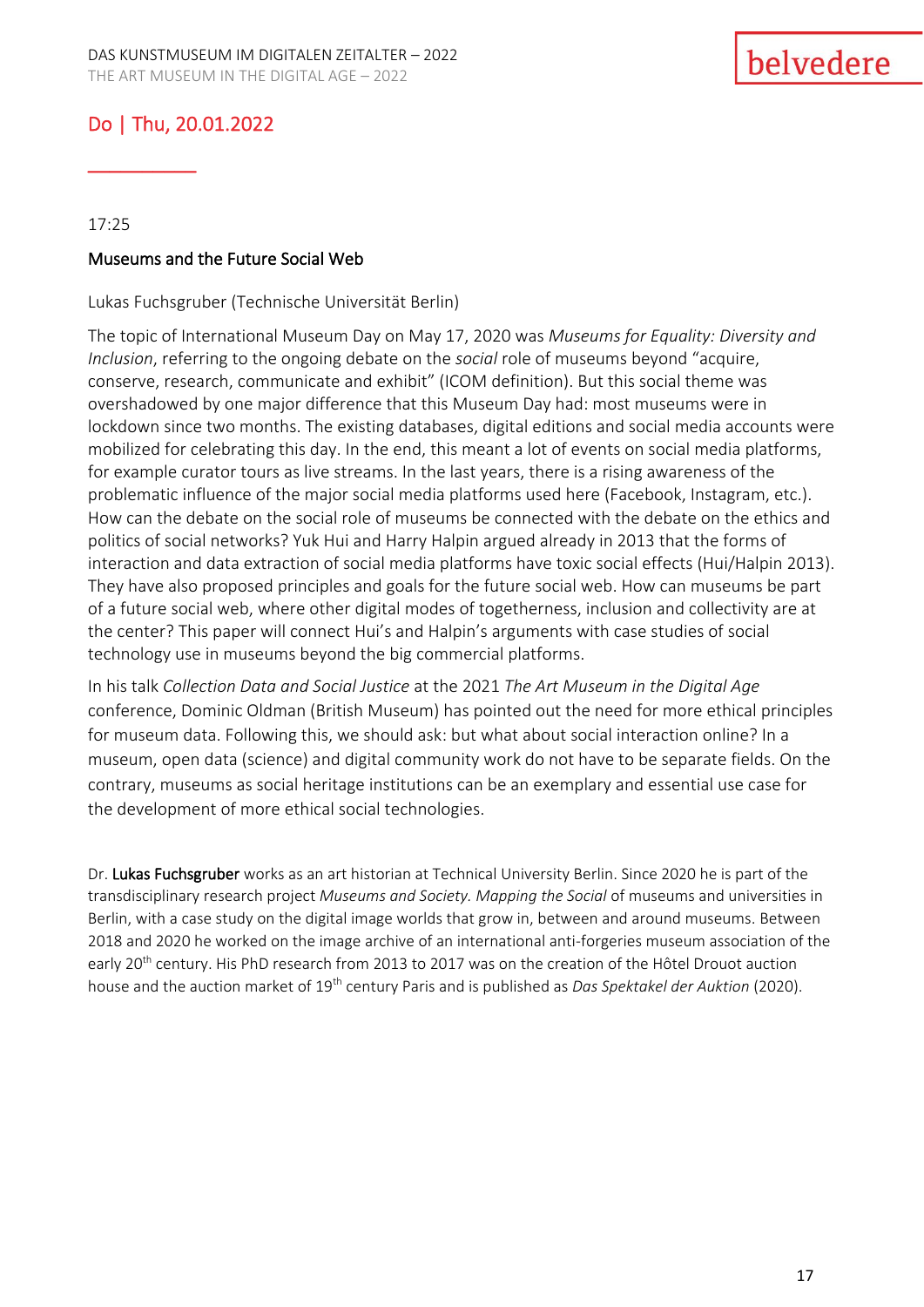Do | Thu, 20.01.2022

17:25

## Museums and the Future Social Web

Lukas Fuchsgruber (Technische Universität Berlin)

The topic of International Museum Day on May 17, 2020 was *Museums for Equality: Diversity and Inclusion*, referring to the ongoing debate on the *social* role of museums beyond “acquire, conserve, research, communicate and exhibit” (ICOM definition). But this social theme was overshadowed by one major difference that this Museum Day had: most museums were in lockdown since two months. The existing databases, digital editions and social media accounts were mobilized for celebrating this day. In the end, this meant a lot of events on social media platforms, for example curator tours as live streams. In the last years, there is a rising awareness of the problematic influence of the major social media platforms used here (Facebook, Instagram, etc.). How can the debate on the social role of museums be connected with the debate on the ethics and politics of social networks? Yuk Hui and Harry Halpin argued already in 2013 that the forms of interaction and data extraction of social media platforms have toxic social effects (Hui/Halpin 2013). They have also proposed principles and goals for the future social web. How can museums be part of a future social web, where other digital modes of togetherness, inclusion and collectivity are at the center? This paper will connect Hui’s and Halpin’s arguments with case studies of social technology use in museums beyond the big commercial platforms.

In his talk *Collection Data and Social Justice* at the 2021 *The Art Museum in the Digital Age* conference, Dominic Oldman (British Museum) has pointed out the need for more ethical principles for museum data. Following this, we should ask: but what about social interaction online? In a museum, open data (science) and digital community work do not have to be separate fields. On the contrary, museums as social heritage institutions can be an exemplary and essential use case for the development of more ethical social technologies.

Dr. **Lukas Fuchsgruber** works as an art historian at Technical University Berlin. Since 2020 he is part of the transdisciplinary research project *Museums and Society. Mapping the Social* of museums and universities in Berlin, with a case study on the digital image worlds that grow in, between and around museums. Between 2018 and 2020 he worked on the image archive of an international anti-forgeries museum association of the early 20th century. His PhD research from 2013 to 2017 was on the creation of the Hôtel Drouot auction house and the auction market of 19th century Paris and is published as *Das Spektakel der Auktion* (2020).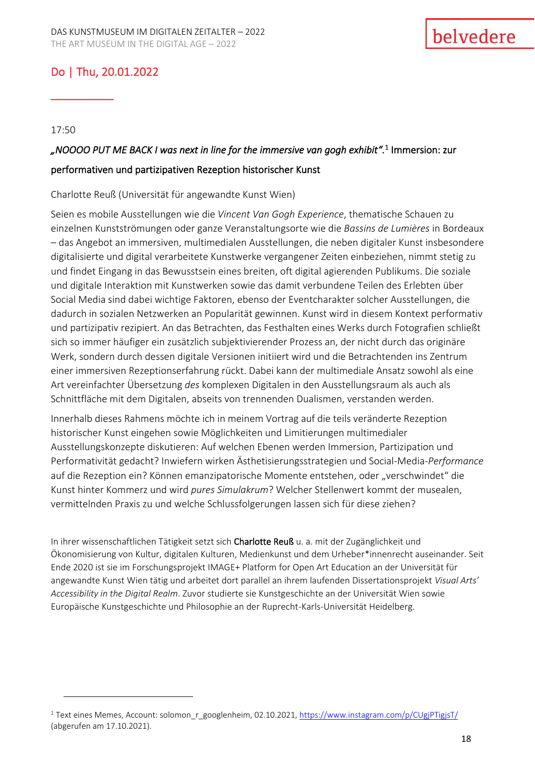## Do | Thu, 20.01.2022

17:50

### *„NOOOO PUT ME BACK I was next in line for the immersive van gogh exhibit“.*[1] Immersion: zur performativen und partizipativen Rezeption historischer Kunst

Charlotte Reuß (Universität für angewandte Kunst Wien)

Seien es mobile Ausstellungen wie die *Vincent Van Gogh Experience*, thematische Schauen zu einzelnen Kunstströmungen oder ganze Veranstaltungsorte wie die *Bassins de Lumières* in Bordeaux – das Angebot an immersiven, multimedialen Ausstellungen, die neben digitaler Kunst insbesondere digitalisierte und digital verarbeitete Kunstwerke vergangener Zeiten einbeziehen, nimmt stetig zu und findet Eingang in das Bewusstsein eines breiten, oft digital agierenden Publikums. Die soziale und digitale Interaktion mit Kunstwerken sowie das damit verbundene Teilen des Erlebten über Social Media sind dabei wichtige Faktoren, ebenso der Eventcharakter solcher Ausstellungen, die dadurch in sozialen Netzwerken an Popularität gewinnen. Kunst wird in diesem Kontext performativ und partizipativ rezipiert. An das Betrachten, das Festhalten eines Werks durch Fotografien schließt sich so immer häufiger ein zusätzlich subjektivierender Prozess an, der nicht durch das originäre Werk, sondern durch dessen digitale Versionen initiiert wird und die Betrachtenden ins Zentrum einer immersiven Rezeptionserfahrung rückt. Dabei kann der multimediale Ansatz sowohl als eine Art vereinfachter Übersetzung *des* komplexen Digitalen in den Ausstellungsraum als auch als Schnittfläche mit dem Digitalen, abseits von trennenden Dualismen, verstanden werden.

Innerhalb dieses Rahmens möchte ich in meinem Vortrag auf die teils veränderte Rezeption historischer Kunst eingehen sowie Möglichkeiten und Limitierungen multimedialer Ausstellungskonzepte diskutieren: Auf welchen Ebenen werden Immersion, Partizipation und Performativität gedacht? Inwiefern wirken Ästhetisierungsstrategien und Social-Media-*Performance* auf die Rezeption ein? Können emanzipatorische Momente entstehen, oder „verschwindet“ die Kunst hinter Kommerz und wird *pures Simulakrum*? Welcher Stellenwert kommt der musealen, vermittelnden Praxis zu und welche Schlussfolgerungen lassen sich für diese ziehen?

In ihrer wissenschaftlichen Tätigkeit setzt sich **Charlotte Reuß** u. a. mit der Zugänglichkeit und Ökonomisierung von Kultur, digitalen Kulturen, Medienkunst und dem Urheber*innenrecht auseinander. Seit Ende 2020 ist sie im Forschungsprojekt IMAGE+ Platform for Open Art Education an der Universität für angewandte Kunst Wien tätig und arbeitet dort parallel an ihrem laufenden Dissertationsprojekt *Visual Arts' Accessibility in the Digital Realm*. Zuvor studierte sie Kunstgeschichte an der Universität Wien sowie Europäische Kunstgeschichte und Philosophie an der Ruprecht-Karls-Universität Heidelberg.

---

[1] Text eines Memes, Account: solomon_r_googlenheim, 02.10.2021, https://www.instagram.com/p/CUgjPTigjsT/ (abgerufen am 17.10.2021).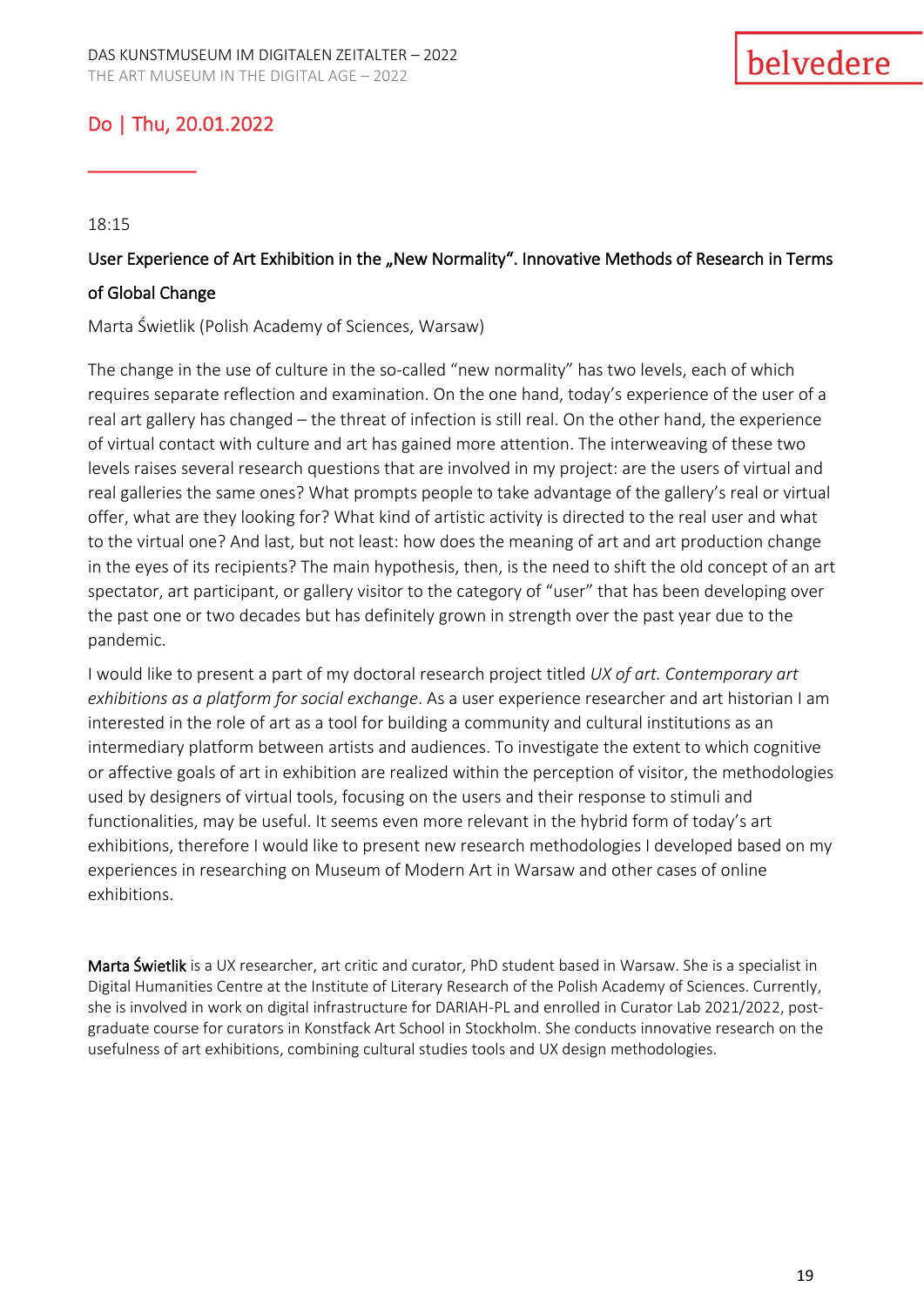## Do | Thu, 20.01.2022

18:15

### User Experience of Art Exhibition in the „New Normality“. Innovative Methods of Research in Terms of Global Change

Marta Świetlik (Polish Academy of Sciences, Warsaw)

The change in the use of culture in the so-called “new normality” has two levels, each of which requires separate reflection and examination. On the one hand, today’s experience of the user of a real art gallery has changed – the threat of infection is still real. On the other hand, the experience of virtual contact with culture and art has gained more attention. The interweaving of these two levels raises several research questions that are involved in my project: are the users of virtual and real galleries the same ones? What prompts people to take advantage of the gallery’s real or virtual offer, what are they looking for? What kind of artistic activity is directed to the real user and what to the virtual one? And last, but not least: how does the meaning of art and art production change in the eyes of its recipients? The main hypothesis, then, is the need to shift the old concept of an art spectator, art participant, or gallery visitor to the category of “user” that has been developing over the past one or two decades but has definitely grown in strength over the past year due to the pandemic.

I would like to present a part of my doctoral research project titled *UX of art. Contemporary art exhibitions as a platform for social exchange*. As a user experience researcher and art historian I am interested in the role of art as a tool for building a community and cultural institutions as an intermediary platform between artists and audiences. To investigate the extent to which cognitive or affective goals of art in exhibition are realized within the perception of visitor, the methodologies used by designers of virtual tools, focusing on the users and their response to stimuli and functionalities, may be useful. It seems even more relevant in the hybrid form of today’s art exhibitions, therefore I would like to present new research methodologies I developed based on my experiences in researching on Museum of Modern Art in Warsaw and other cases of online exhibitions.

**Marta Świetlik** is a UX researcher, art critic and curator, PhD student based in Warsaw. She is a specialist in Digital Humanities Centre at the Institute of Literary Research of the Polish Academy of Sciences. Currently, she is involved in work on digital infrastructure for DARIAH-PL and enrolled in Curator Lab 2021/2022, post-graduate course for curators in Konstfack Art School in Stockholm. She conducts innovative research on the usefulness of art exhibitions, combining cultural studies tools and UX design methodologies.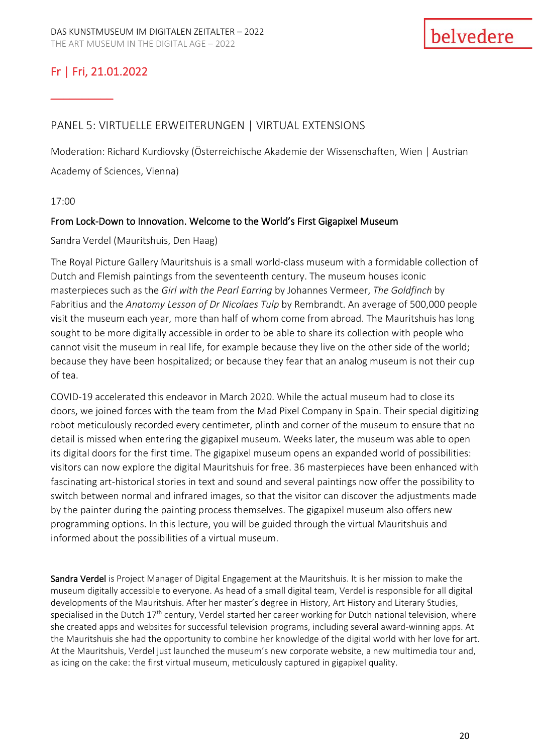## Fr | Fri, 21.01.2022

### PANEL 5: VIRTUELLE ERWEITERUNGEN | VIRTUAL EXTENSIONS

Moderation: Richard Kurdiovsky (Österreichische Akademie der Wissenschaften, Wien | Austrian Academy of Sciences, Vienna)

17:00

**From Lock-Down to Innovation. Welcome to the World's First Gigapixel Museum**

Sandra Verdel (Mauritshuis, Den Haag)

The Royal Picture Gallery Mauritshuis is a small world-class museum with a formidable collection of Dutch and Flemish paintings from the seventeenth century. The museum houses iconic masterpieces such as the *Girl with the Pearl Earring* by Johannes Vermeer, *The Goldfinch* by Fabritius and the *Anatomy Lesson of Dr Nicolaes Tulp* by Rembrandt. An average of 500,000 people visit the museum each year, more than half of whom come from abroad. The Mauritshuis has long sought to be more digitally accessible in order to be able to share its collection with people who cannot visit the museum in real life, for example because they live on the other side of the world; because they have been hospitalized; or because they fear that an analog museum is not their cup of tea.

COVID-19 accelerated this endeavor in March 2020. While the actual museum had to close its doors, we joined forces with the team from the Mad Pixel Company in Spain. Their special digitizing robot meticulously recorded every centimeter, plinth and corner of the museum to ensure that no detail is missed when entering the gigapixel museum. Weeks later, the museum was able to open its digital doors for the first time. The gigapixel museum opens an expanded world of possibilities: visitors can now explore the digital Mauritshuis for free. 36 masterpieces have been enhanced with fascinating art-historical stories in text and sound and several paintings now offer the possibility to switch between normal and infrared images, so that the visitor can discover the adjustments made by the painter during the painting process themselves. The gigapixel museum also offers new programming options. In this lecture, you will be guided through the virtual Mauritshuis and informed about the possibilities of a virtual museum.

**Sandra Verdel** is Project Manager of Digital Engagement at the Mauritshuis. It is her mission to make the museum digitally accessible to everyone. As head of a small digital team, Verdel is responsible for all digital developments of the Mauritshuis. After her master's degree in History, Art History and Literary Studies, specialised in the Dutch 17th century, Verdel started her career working for Dutch national television, where she created apps and websites for successful television programs, including several award-winning apps. At the Mauritshuis she had the opportunity to combine her knowledge of the digital world with her love for art. At the Mauritshuis, Verdel just launched the museum's new corporate website, a new multimedia tour and, as icing on the cake: the first virtual museum, meticulously captured in gigapixel quality.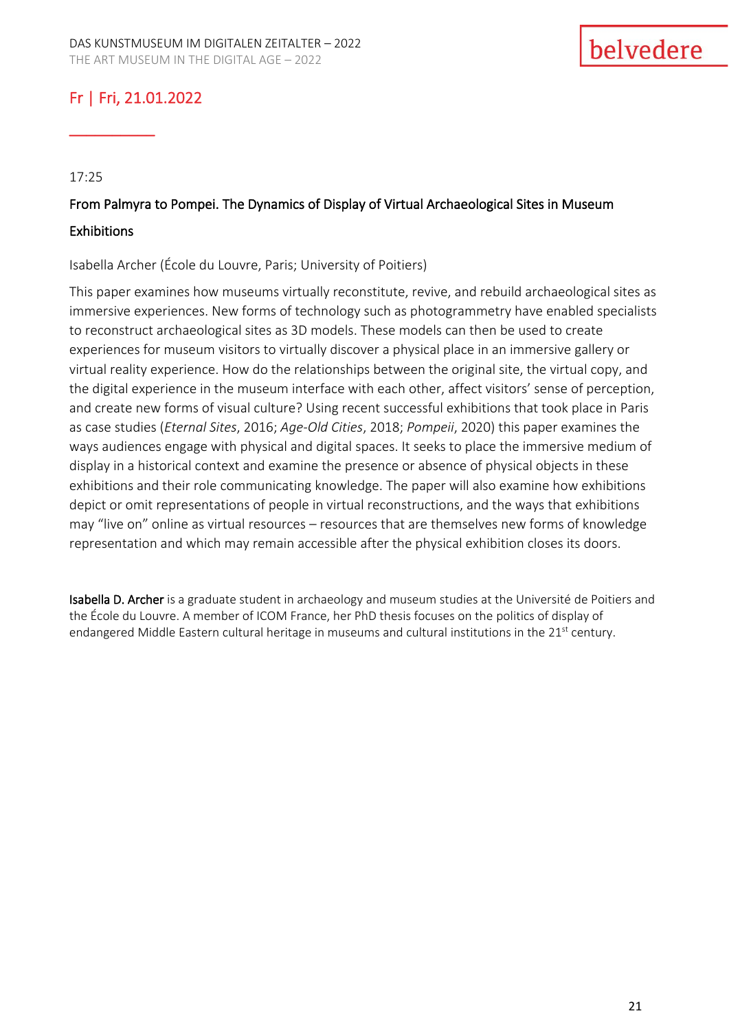## Fr | Fri, 21.01.2022

17:25

### From Palmyra to Pompei. The Dynamics of Display of Virtual Archaeological Sites in Museum Exhibitions

Isabella Archer (École du Louvre, Paris; University of Poitiers)

This paper examines how museums virtually reconstitute, revive, and rebuild archaeological sites as immersive experiences. New forms of technology such as photogrammetry have enabled specialists to reconstruct archaeological sites as 3D models. These models can then be used to create experiences for museum visitors to virtually discover a physical place in an immersive gallery or virtual reality experience. How do the relationships between the original site, the virtual copy, and the digital experience in the museum interface with each other, affect visitors' sense of perception, and create new forms of visual culture? Using recent successful exhibitions that took place in Paris as case studies (*Eternal Sites*, 2016; *Age-Old Cities*, 2018; *Pompeii*, 2020) this paper examines the ways audiences engage with physical and digital spaces. It seeks to place the immersive medium of display in a historical context and examine the presence or absence of physical objects in these exhibitions and their role communicating knowledge. The paper will also examine how exhibitions depict or omit representations of people in virtual reconstructions, and the ways that exhibitions may "live on" online as virtual resources – resources that are themselves new forms of knowledge representation and which may remain accessible after the physical exhibition closes its doors.

**Isabella D. Archer** is a graduate student in archaeology and museum studies at the Université de Poitiers and the École du Louvre. A member of ICOM France, her PhD thesis focuses on the politics of display of endangered Middle Eastern cultural heritage in museums and cultural institutions in the 21st century.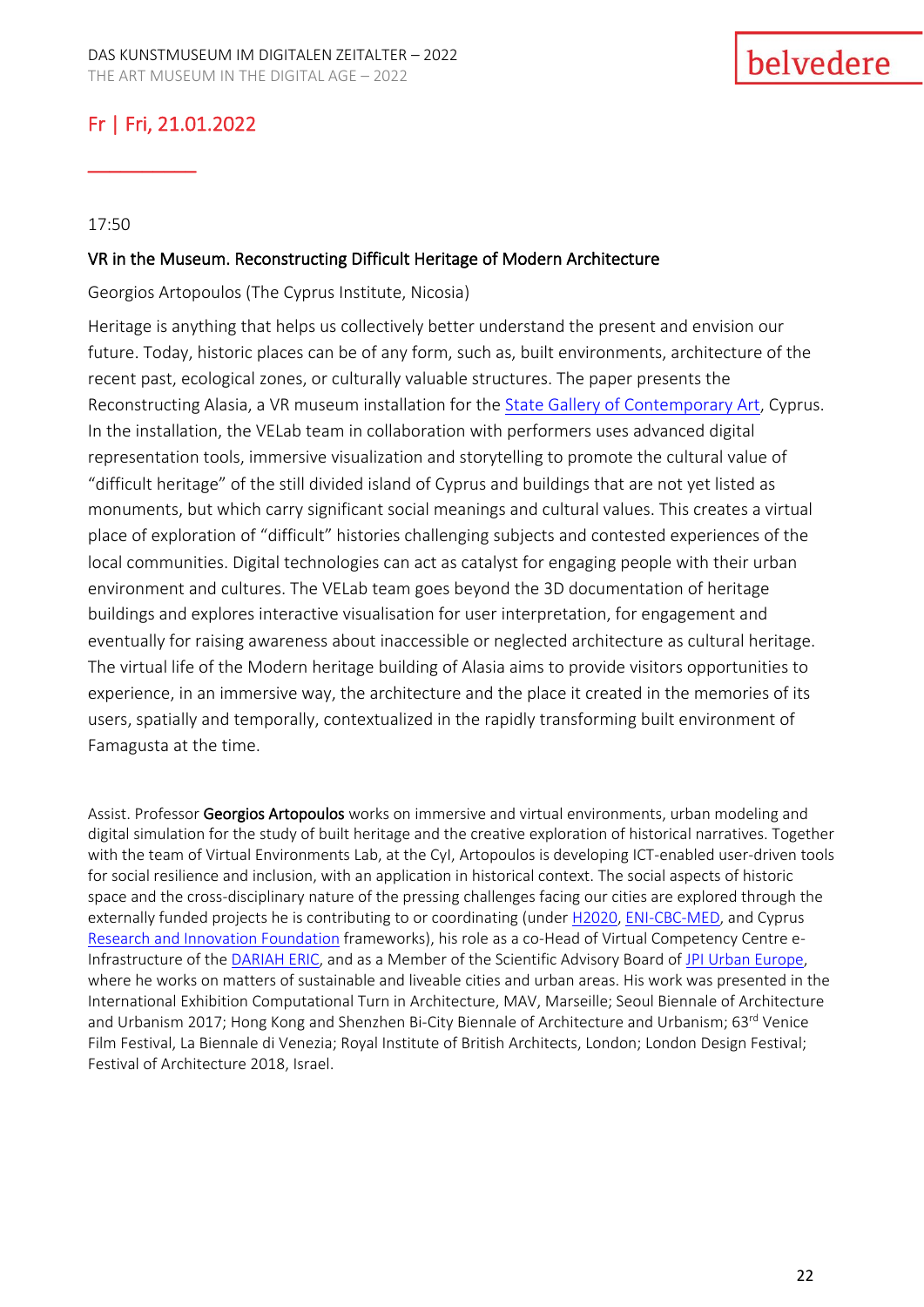## Fr | Fri, 21.01.2022

17:50

### VR in the Museum. Reconstructing Difficult Heritage of Modern Architecture

Georgios Artopoulos (The Cyprus Institute, Nicosia)

Heritage is anything that helps us collectively better understand the present and envision our future. Today, historic places can be of any form, such as, built environments, architecture of the recent past, ecological zones, or culturally valuable structures. The paper presents the Reconstructing Alasia, a VR museum installation for the State Gallery of Contemporary Art, Cyprus. In the installation, the VELab team in collaboration with performers uses advanced digital representation tools, immersive visualization and storytelling to promote the cultural value of "difficult heritage" of the still divided island of Cyprus and buildings that are not yet listed as monuments, but which carry significant social meanings and cultural values. This creates a virtual place of exploration of "difficult" histories challenging subjects and contested experiences of the local communities. Digital technologies can act as catalyst for engaging people with their urban environment and cultures. The VELab team goes beyond the 3D documentation of heritage buildings and explores interactive visualisation for user interpretation, for engagement and eventually for raising awareness about inaccessible or neglected architecture as cultural heritage. The virtual life of the Modern heritage building of Alasia aims to provide visitors opportunities to experience, in an immersive way, the architecture and the place it created in the memories of its users, spatially and temporally, contextualized in the rapidly transforming built environment of Famagusta at the time.

Assist. Professor **Georgios Artopoulos** works on immersive and virtual environments, urban modeling and digital simulation for the study of built heritage and the creative exploration of historical narratives. Together with the team of Virtual Environments Lab, at the CyI, Artopoulos is developing ICT-enabled user-driven tools for social resilience and inclusion, with an application in historical context. The social aspects of historic space and the cross-disciplinary nature of the pressing challenges facing our cities are explored through the externally funded projects he is contributing to or coordinating (under H2020, ENI-CBC-MED, and Cyprus Research and Innovation Foundation frameworks), his role as a co-Head of Virtual Competency Centre e-Infrastructure of the DARIAH ERIC, and as a Member of the Scientific Advisory Board of JPI Urban Europe, where he works on matters of sustainable and liveable cities and urban areas. His work was presented in the International Exhibition Computational Turn in Architecture, MAV, Marseille; Seoul Biennale of Architecture and Urbanism 2017; Hong Kong and Shenzhen Bi-City Biennale of Architecture and Urbanism; 63rd Venice Film Festival, La Biennale di Venezia; Royal Institute of British Architects, London; London Design Festival; Festival of Architecture 2018, Israel.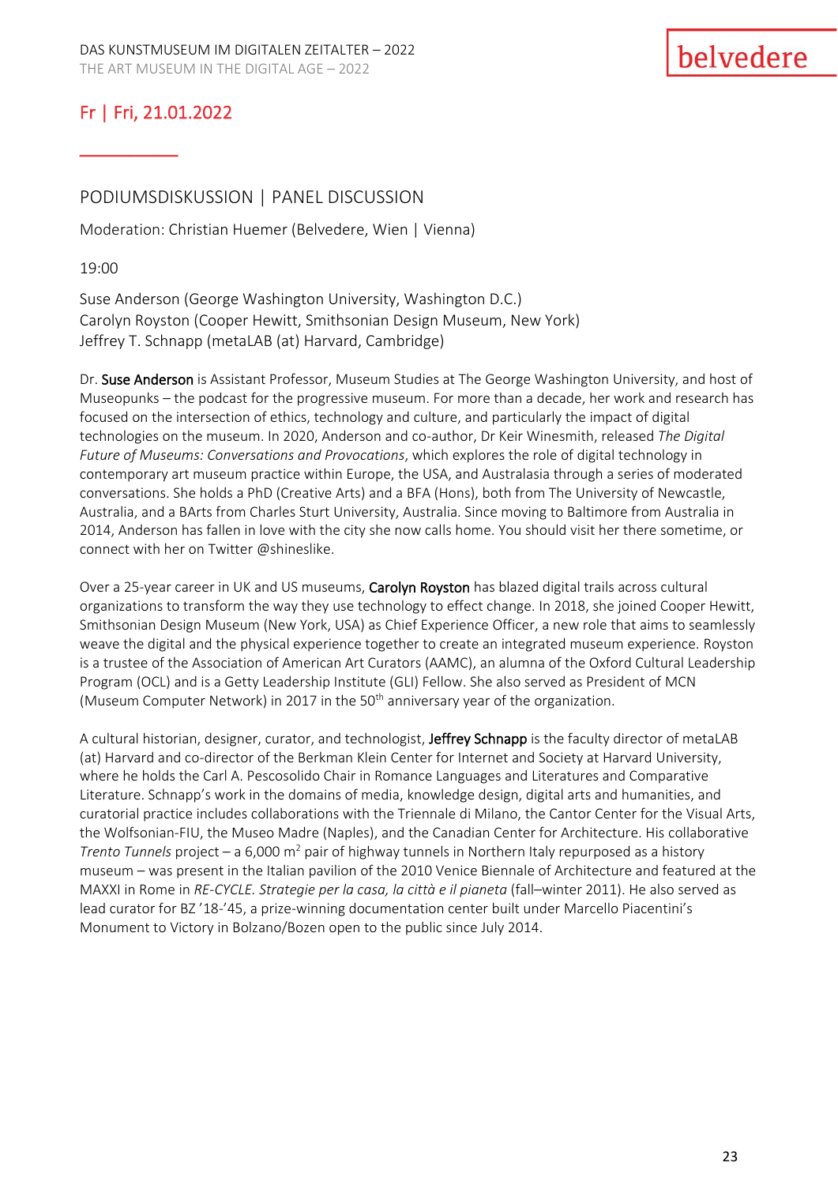## Fr | Fri, 21.01.2022

### PODIUMSDISKUSSION | PANEL DISCUSSION

Moderation: Christian Huemer (Belvedere, Wien | Vienna)

19:00

Suse Anderson (George Washington University, Washington D.C.)
Carolyn Royston (Cooper Hewitt, Smithsonian Design Museum, New York)
Jeffrey T. Schnapp (metaLAB (at) Harvard, Cambridge)

Dr. **Suse Anderson** is Assistant Professor, Museum Studies at The George Washington University, and host of Museopunks – the podcast for the progressive museum. For more than a decade, her work and research has focused on the intersection of ethics, technology and culture, and particularly the impact of digital technologies on the museum. In 2020, Anderson and co-author, Dr Keir Winesmith, released *The Digital Future of Museums: Conversations and Provocations*, which explores the role of digital technology in contemporary art museum practice within Europe, the USA, and Australasia through a series of moderated conversations. She holds a PhD (Creative Arts) and a BFA (Hons), both from The University of Newcastle, Australia, and a BArts from Charles Sturt University, Australia. Since moving to Baltimore from Australia in 2014, Anderson has fallen in love with the city she now calls home. You should visit her there sometime, or connect with her on Twitter @shineslike.

Over a 25-year career in UK and US museums, **Carolyn Royston** has blazed digital trails across cultural organizations to transform the way they use technology to effect change. In 2018, she joined Cooper Hewitt, Smithsonian Design Museum (New York, USA) as Chief Experience Officer, a new role that aims to seamlessly weave the digital and the physical experience together to create an integrated museum experience. Royston is a trustee of the Association of American Art Curators (AAMC), an alumna of the Oxford Cultural Leadership Program (OCL) and is a Getty Leadership Institute (GLI) Fellow. She also served as President of MCN (Museum Computer Network) in 2017 in the 50th anniversary year of the organization.

A cultural historian, designer, curator, and technologist, **Jeffrey Schnapp** is the faculty director of metaLAB (at) Harvard and co-director of the Berkman Klein Center for Internet and Society at Harvard University, where he holds the Carl A. Pescosolido Chair in Romance Languages and Literatures and Comparative Literature. Schnapp's work in the domains of media, knowledge design, digital arts and humanities, and curatorial practice includes collaborations with the Triennale di Milano, the Cantor Center for the Visual Arts, the Wolfsonian-FIU, the Museo Madre (Naples), and the Canadian Center for Architecture. His collaborative *Trento Tunnels* project – a 6,000 $m^2$ pair of highway tunnels in Northern Italy repurposed as a history museum – was present in the Italian pavilion of the 2010 Venice Biennale of Architecture and featured at the MAXXI in Rome in *RE-CYCLE. Strategie per la casa, la città e il pianeta* (fall–winter 2011). He also served as lead curator for BZ '18-'45, a prize-winning documentation center built under Marcello Piacentini's Monument to Victory in Bolzano/Bozen open to the public since July 2014.